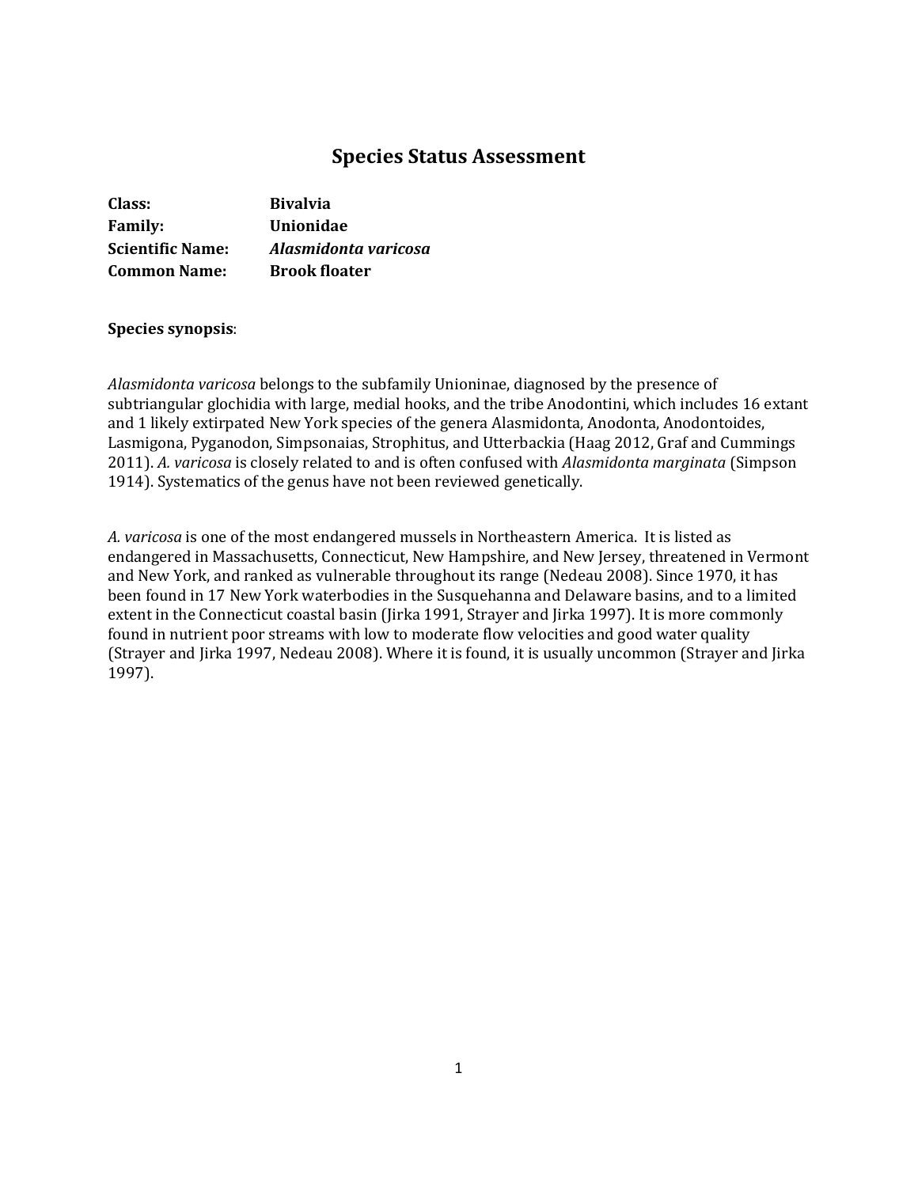# Species Status Assessment

**Class:** **Bivalvia**
**Family:** **Unionidae**
**Scientific Name:** ***Alasmidonta varicosa***
**Common Name:** **Brook floater**

**Species synopsis**:

*Alasmidonta varicosa* belongs to the subfamily Unioninae, diagnosed by the presence of subtriangular glochidia with large, medial hooks, and the tribe Anodontini, which includes 16 extant and 1 likely extirpated New York species of the genera Alasmidonta, Anodonta, Anodontoides, Lasmigona, Pyganodon, Simpsonaias, Strophitus, and Utterbackia (Haag 2012, Graf and Cummings 2011). *A. varicosa* is closely related to and is often confused with *Alasmidonta marginata* (Simpson 1914). Systematics of the genus have not been reviewed genetically.

*A. varicosa* is one of the most endangered mussels in Northeastern America. It is listed as endangered in Massachusetts, Connecticut, New Hampshire, and New Jersey, threatened in Vermont and New York, and ranked as vulnerable throughout its range (Nedeau 2008). Since 1970, it has been found in 17 New York waterbodies in the Susquehanna and Delaware basins, and to a limited extent in the Connecticut coastal basin (Jirka 1991, Strayer and Jirka 1997). It is more commonly found in nutrient poor streams with low to moderate flow velocities and good water quality (Strayer and Jirka 1997, Nedeau 2008). Where it is found, it is usually uncommon (Strayer and Jirka 1997).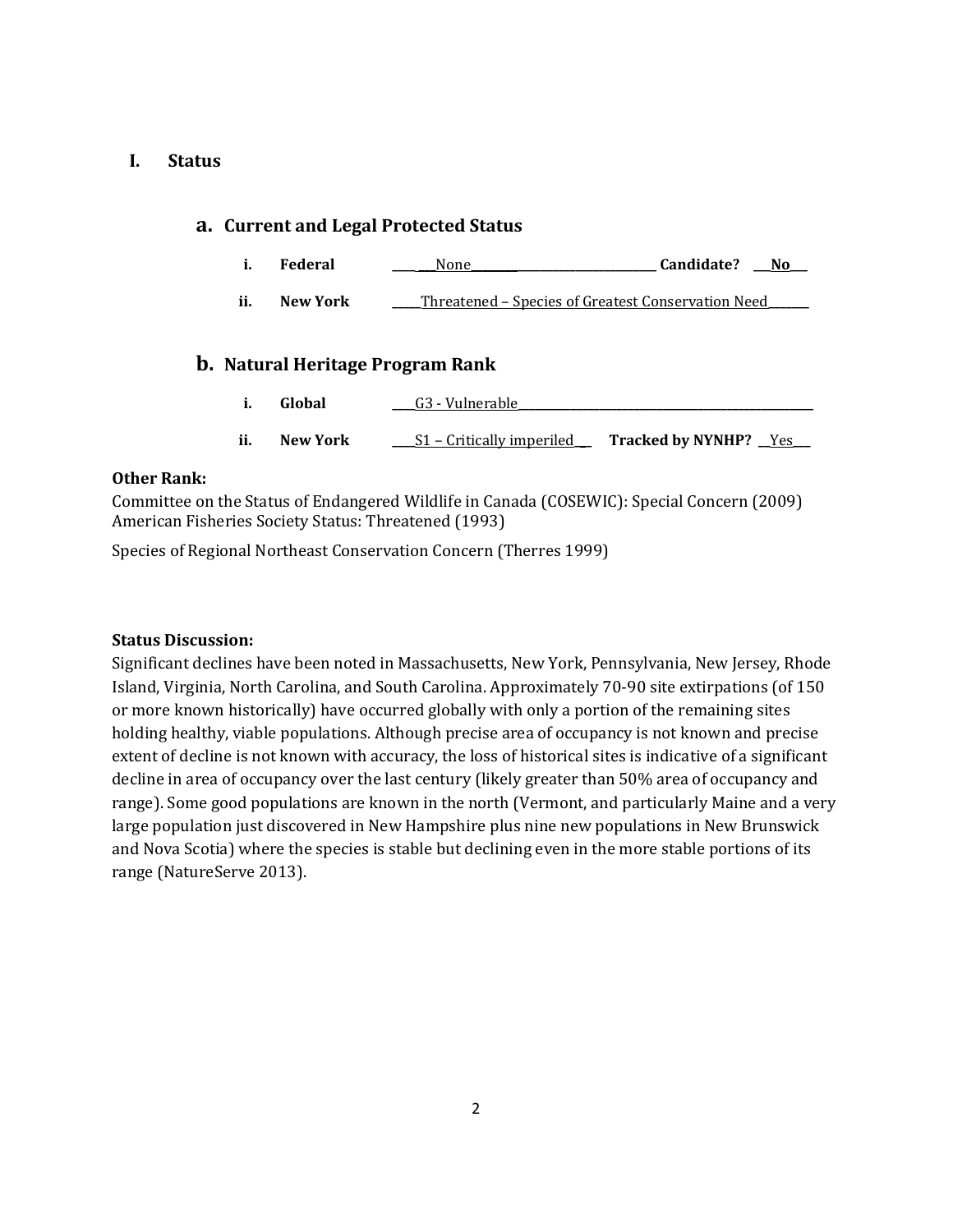# I. Status

## a. Current and Legal Protected Status

i. **Federal** ________None______________________________ **Candidate?** ___No___

ii. **New York** _____Threatened – Species of Greatest Conservation Need_______

## b. Natural Heritage Program Rank

i. **Global** ____G3 - Vulnerable___________________________________________

ii. **New York** ____S1 – Critically imperiled___ **Tracked by NYNHP?** __Yes___

**Other Rank:**

Committee on the Status of Endangered Wildlife in Canada (COSEWIC): Special Concern (2009)
American Fisheries Society Status: Threatened (1993)

Species of Regional Northeast Conservation Concern (Therres 1999)

**Status Discussion:**

Significant declines have been noted in Massachusetts, New York, Pennsylvania, New Jersey, Rhode Island, Virginia, North Carolina, and South Carolina. Approximately 70-90 site extirpations (of 150 or more known historically) have occurred globally with only a portion of the remaining sites holding healthy, viable populations. Although precise area of occupancy is not known and precise extent of decline is not known with accuracy, the loss of historical sites is indicative of a significant decline in area of occupancy over the last century (likely greater than 50% area of occupancy and range). Some good populations are known in the north (Vermont, and particularly Maine and a very large population just discovered in New Hampshire plus nine new populations in New Brunswick and Nova Scotia) where the species is stable but declining even in the more stable portions of its range (NatureServe 2013).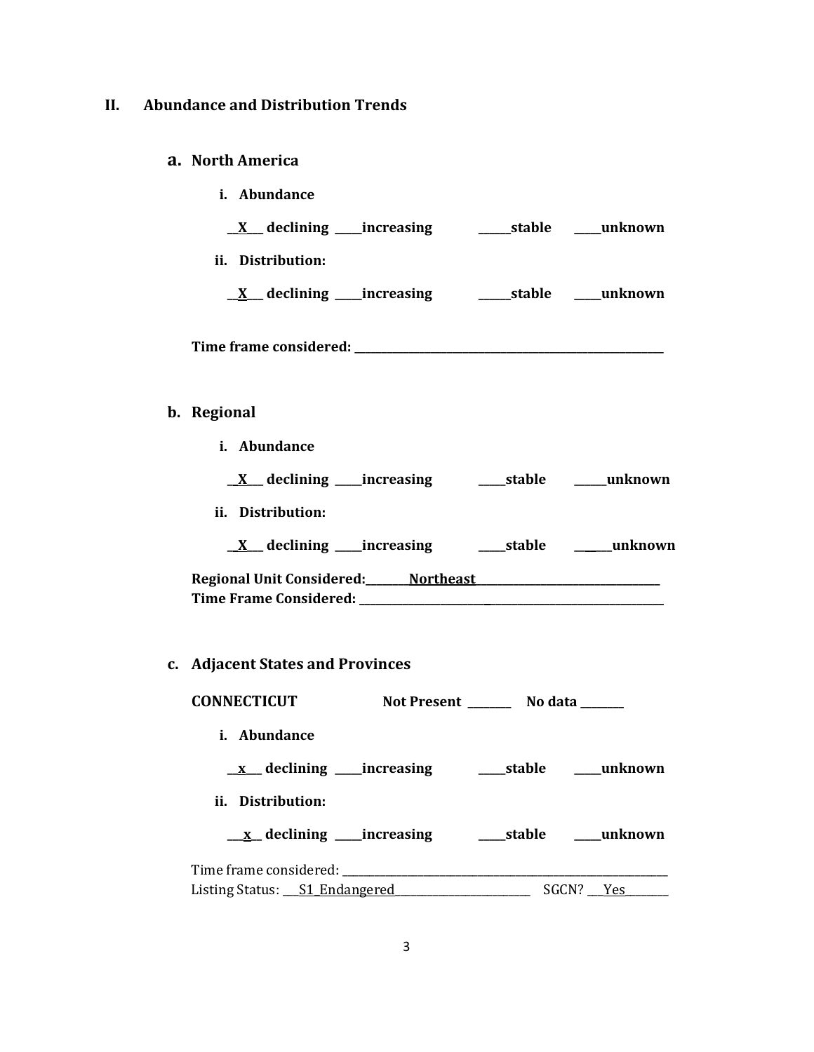## II. Abundance and Distribution Trends

### a. North America

**i. Abundance**

**\_\_X\_\_ declining \_\_\_\_increasing \_\_\_\_\_stable \_\_\_\_unknown**

**ii. Distribution:**

**\_\_X\_\_ declining \_\_\_\_increasing \_\_\_\_\_stable \_\_\_\_unknown**

**Time frame considered: \_\_\_\_\_\_\_\_\_\_\_\_\_\_\_\_\_\_\_\_\_\_\_\_\_\_\_\_\_\_\_\_\_\_\_\_\_\_\_\_\_\_\_\_**

### b. Regional

**i. Abundance**

**\_\_X\_\_ declining \_\_\_\_increasing \_\_\_\_stable \_\_\_\_\_unknown**

**ii. Distribution:**

**\_\_X\_\_ declining \_\_\_\_increasing \_\_\_\_stable \_\_\_\_\_unknown**

**Regional Unit Considered:\_\_\_\_\_\_\_Northeast\_\_\_\_\_\_\_\_\_\_\_\_\_\_\_\_\_\_\_\_\_\_\_\_\_\_\_\_\_**
**Time Frame Considered: \_\_\_\_\_\_\_\_\_\_\_\_\_\_\_\_\_\_\_\_\_\_\_\_\_\_\_\_\_\_\_\_\_\_\_\_\_\_\_\_\_\_\_\_\_**

### c. Adjacent States and Provinces

**CONNECTICUT** **Not Present \_\_\_\_\_\_\_ No data \_\_\_\_\_\_\_**

**i. Abundance**

**\_\_x\_\_ declining \_\_\_\_increasing \_\_\_\_stable \_\_\_\_unknown**

**ii. Distribution:**

**\_\_\_x\_\_ declining \_\_\_\_increasing \_\_\_\_stable \_\_\_\_unknown**

Time frame considered: \_\_\_\_\_\_\_\_\_\_\_\_\_\_\_\_\_\_\_\_\_\_\_\_\_\_\_\_\_\_\_\_\_\_\_\_\_\_\_\_\_\_\_\_\_\_\_\_\_
Listing Status: \_\_\_S1\_Endangered\_\_\_\_\_\_\_\_\_\_\_\_\_\_\_\_\_\_\_\_\_\_ SGCN? \_\_\_Yes\_\_\_\_\_\_\_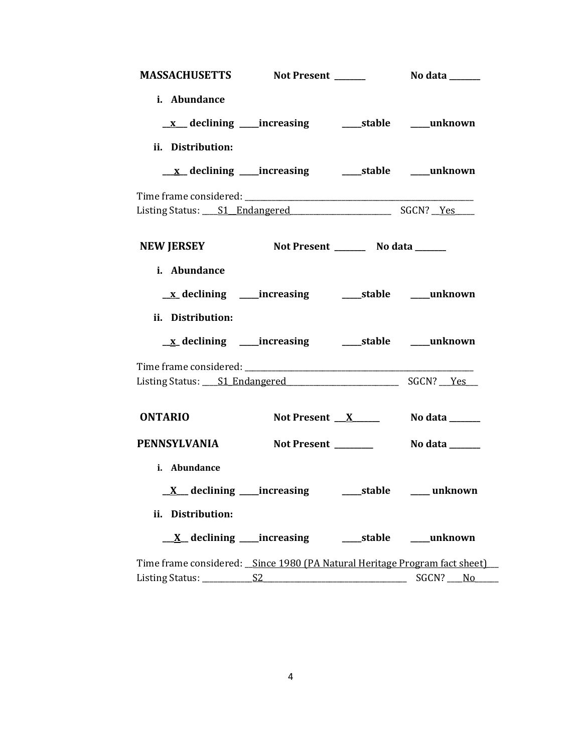**MASSACHUSETTS** **Not Present \_\_\_\_\_\_\_** **No data \_\_\_\_\_\_\_**

**i. Abundance**

**\_\_x\_\_ declining \_\_\_\_increasing \_\_\_\_stable \_\_\_\_unknown**

**ii. Distribution:**

**\_\_x\_\_ declining \_\_\_\_increasing \_\_\_\_stable \_\_\_\_unknown**

Time frame considered: \_\_\_\_\_\_\_\_\_\_\_\_\_\_\_\_\_\_\_\_\_\_\_\_\_\_\_\_\_\_\_\_\_\_\_\_\_\_\_\_\_\_\_\_\_\_
Listing Status: \_\_\_S1\_\_Endangered\_\_\_\_\_\_\_\_\_\_\_\_\_\_\_\_\_\_\_\_\_ SGCN? \_\_Yes\_\_\_\_

**NEW JERSEY** **Not Present \_\_\_\_\_\_\_** **No data \_\_\_\_\_\_\_**

**i. Abundance**

**\_\_x\_ declining \_\_\_\_increasing \_\_\_\_stable \_\_\_\_unknown**

**ii. Distribution:**

**\_\_x\_ declining \_\_\_\_increasing \_\_\_\_stable \_\_\_\_unknown**

Time frame considered: \_\_\_\_\_\_\_\_\_\_\_\_\_\_\_\_\_\_\_\_\_\_\_\_\_\_\_\_\_\_\_\_\_\_\_\_\_\_\_\_\_\_\_\_\_\_
Listing Status: \_\_\_S1\_Endangered\_\_\_\_\_\_\_\_\_\_\_\_\_\_\_\_\_\_\_\_\_\_\_\_ SGCN? \_\_Yes\_\_

**ONTARIO** **Not Present \_\_X\_\_\_\_\_** **No data \_\_\_\_\_\_\_**

**PENNSYLVANIA** **Not Present \_\_\_\_\_\_\_\_** **No data \_\_\_\_\_\_\_**

**i. Abundance**

**\_\_X\_\_ declining \_\_\_\_increasing \_\_\_\_stable \_\_\_\_ unknown**

**ii. Distribution:**

**\_\_X\_\_ declining \_\_\_\_increasing \_\_\_\_stable \_\_\_\_unknown**

Time frame considered: \_\_Since 1980 (PA Natural Heritage Program fact sheet)\_\_
Listing Status: \_\_\_\_\_\_\_\_\_\_\_\_S2\_\_\_\_\_\_\_\_\_\_\_\_\_\_\_\_\_\_\_\_\_\_\_\_\_\_\_\_\_\_\_ SGCN? \_\_\_No\_\_\_\_\_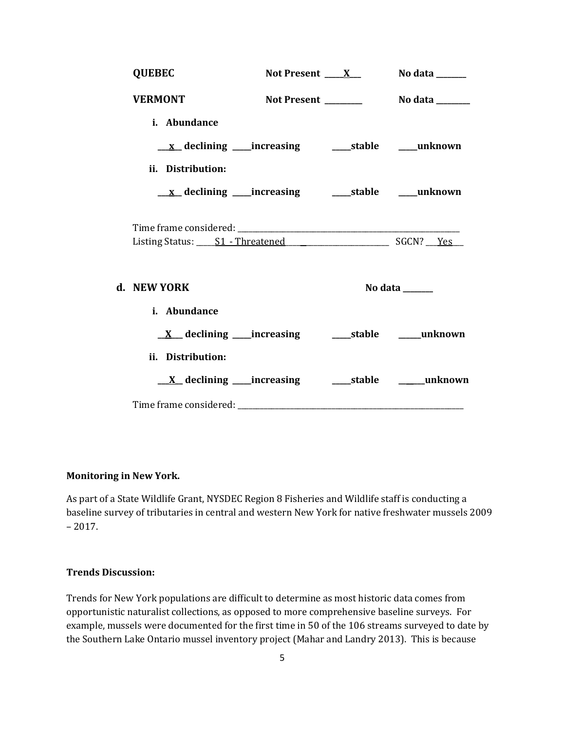**QUEBEC** Not Present \_\_\_\_X\_\_\_ No data \_\_\_\_\_\_\_

**VERMONT** Not Present \_\_\_\_\_\_\_\_\_ No data \_\_\_\_\_\_\_\_

**i. Abundance**

\_\_x\_\_ declining \_\_\_\_increasing \_\_\_\_stable \_\_\_\_unknown

**ii. Distribution:**

\_\_x\_\_ declining \_\_\_\_increasing \_\_\_\_stable \_\_\_\_unknown

Time frame considered: \_\_\_\_\_\_\_\_\_\_\_\_\_\_\_\_\_\_\_\_\_\_\_\_\_\_\_\_\_\_\_\_\_\_\_\_\_\_\_\_\_\_\_\_\_\_

Listing Status: \_\_\_\_S1 - Threatened\_\_\_\_\_\_\_\_\_\_\_\_\_\_\_\_\_\_\_\_\_\_\_\_\_\_ SGCN? \_\_Yes\_\_

**d. NEW YORK** No data \_\_\_\_\_\_\_

**i. Abundance**

\_\_X\_\_ declining \_\_\_\_increasing \_\_\_\_stable \_\_\_\_\_unknown

**ii. Distribution:**

\_\_X\_\_ declining \_\_\_\_increasing \_\_\_\_stable \_\_\_\_\_unknown

Time frame considered: \_\_\_\_\_\_\_\_\_\_\_\_\_\_\_\_\_\_\_\_\_\_\_\_\_\_\_\_\_\_\_\_\_\_\_\_\_\_\_\_\_\_\_\_\_\_

**Monitoring in New York.**

As part of a State Wildlife Grant, NYSDEC Region 8 Fisheries and Wildlife staff is conducting a baseline survey of tributaries in central and western New York for native freshwater mussels 2009 – 2017.

**Trends Discussion:**

Trends for New York populations are difficult to determine as most historic data comes from opportunistic naturalist collections, as opposed to more comprehensive baseline surveys. For example, mussels were documented for the first time in 50 of the 106 streams surveyed to date by the Southern Lake Ontario mussel inventory project (Mahar and Landry 2013). This is because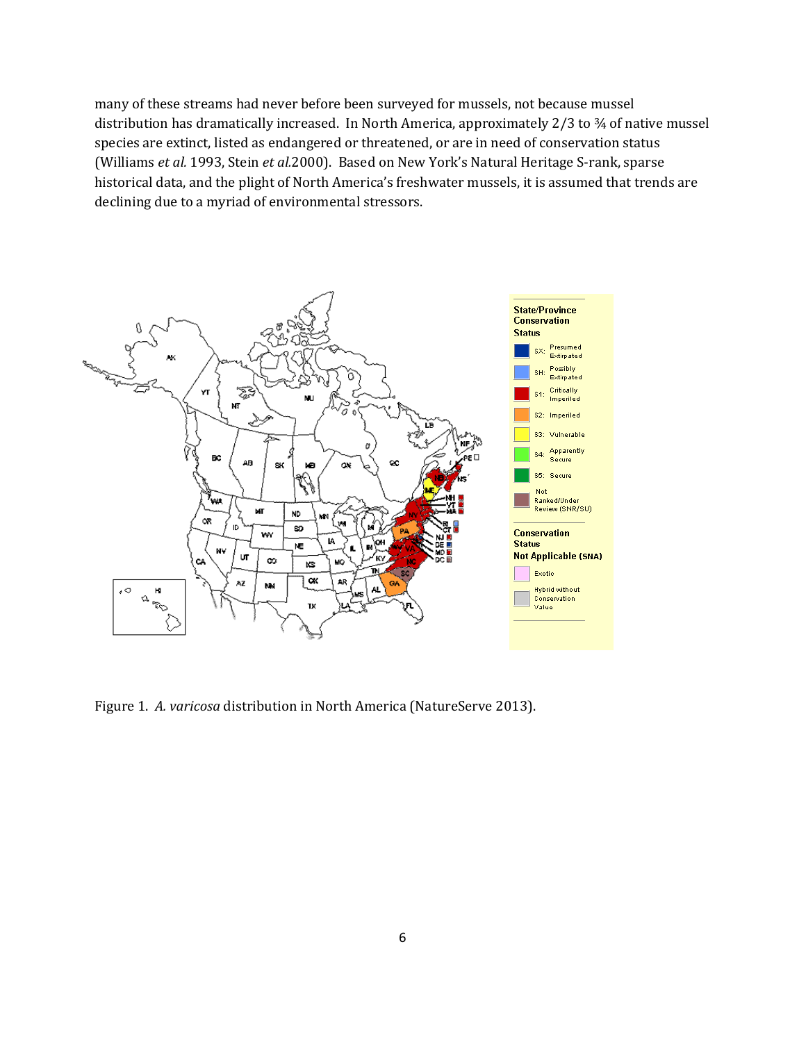many of these streams had never before been surveyed for mussels, not because mussel distribution has dramatically increased. In North America, approximately 2/3 to ¾ of native mussel species are extinct, listed as endangered or threatened, or are in need of conservation status (Williams *et al.* 1993, Stein *et al.*2000). Based on New York's Natural Heritage S-rank, sparse historical data, and the plight of North America's freshwater mussels, it is assumed that trends are declining due to a myriad of environmental stressors.

Figure 1. *A. varicosa* distribution in North America (NatureServe 2013).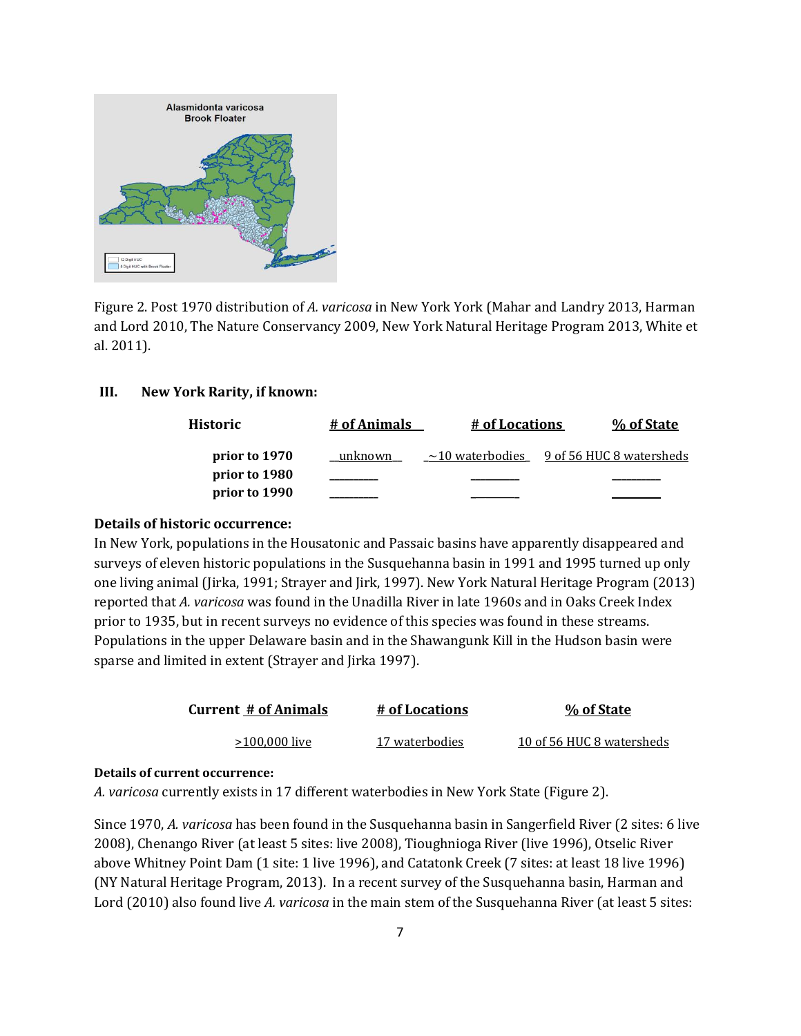Alasmidonta varicosa
Brook Floater

12 Digit HUC
8 Digit HUC with Brook Floater

Figure 2. Post 1970 distribution of *A. varicosa* in New York York (Mahar and Landry 2013, Harman and Lord 2010, The Nature Conservancy 2009, New York Natural Heritage Program 2013, White et al. 2011).

### III. New York Rarity, if known:

| Historic | # of Animals | # of Locations | % of State |
|---|---|---|---|
| prior to 1970 | unknown | ~10 waterbodies | 9 of 56 HUC 8 watersheds |
| prior to 1980 | _______ | _______ | _______ |
| prior to 1990 | _______ | _______ | _______ |

**Details of historic occurrence:**

In New York, populations in the Housatonic and Passaic basins have apparently disappeared and surveys of eleven historic populations in the Susquehanna basin in 1991 and 1995 turned up only one living animal (Jirka, 1991; Strayer and Jirk, 1997). New York Natural Heritage Program (2013) reported that *A. varicosa* was found in the Unadilla River in late 1960s and in Oaks Creek Index prior to 1935, but in recent surveys no evidence of this species was found in these streams. Populations in the upper Delaware basin and in the Shawangunk Kill in the Hudson basin were sparse and limited in extent (Strayer and Jirka 1997).

| Current | # of Animals | # of Locations | % of State |
|---|---|---|---|
| | >100,000 live | 17 waterbodies | 10 of 56 HUC 8 watersheds |

**Details of current occurrence:**

*A. varicosa* currently exists in 17 different waterbodies in New York State (Figure 2).

Since 1970, *A. varicosa* has been found in the Susquehanna basin in Sangerfield River (2 sites: 6 live 2008), Chenango River (at least 5 sites: live 2008), Tioughnioga River (live 1996), Otselic River above Whitney Point Dam (1 site: 1 live 1996), and Catatonk Creek (7 sites: at least 18 live 1996) (NY Natural Heritage Program, 2013). In a recent survey of the Susquehanna basin, Harman and Lord (2010) also found live *A. varicosa* in the main stem of the Susquehanna River (at least 5 sites: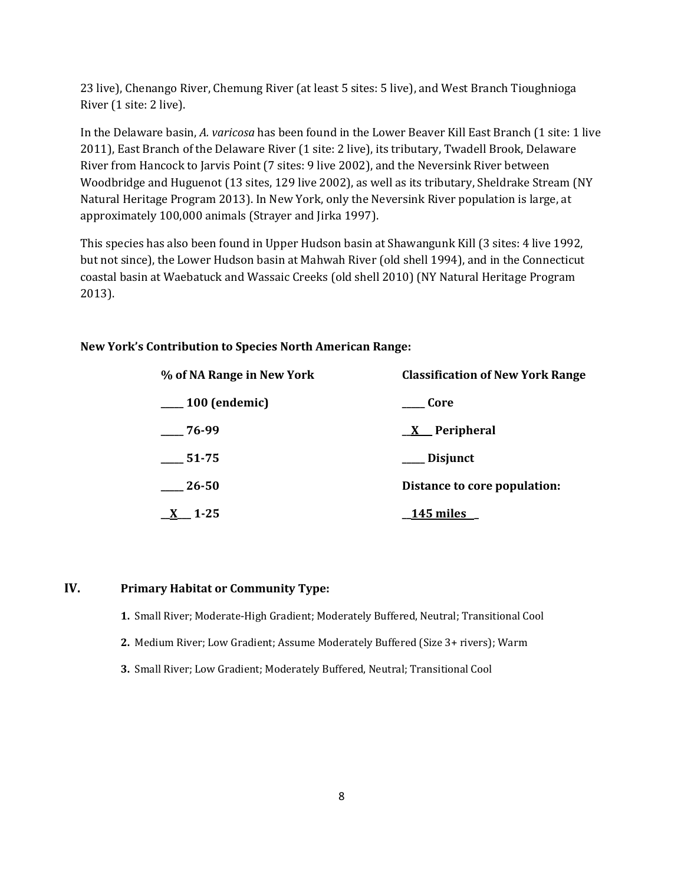23 live), Chenango River, Chemung River (at least 5 sites: 5 live), and West Branch Tioughnioga River (1 site: 2 live).

In the Delaware basin, *A. varicosa* has been found in the Lower Beaver Kill East Branch (1 site: 1 live 2011), East Branch of the Delaware River (1 site: 2 live), its tributary, Twadell Brook, Delaware River from Hancock to Jarvis Point (7 sites: 9 live 2002), and the Neversink River between Woodbridge and Huguenot (13 sites, 129 live 2002), as well as its tributary, Sheldrake Stream (NY Natural Heritage Program 2013). In New York, only the Neversink River population is large, at approximately 100,000 animals (Strayer and Jirka 1997).

This species has also been found in Upper Hudson basin at Shawangunk Kill (3 sites: 4 live 1992, but not since), the Lower Hudson basin at Mahwah River (old shell 1994), and in the Connecticut coastal basin at Waebatuck and Wassaic Creeks (old shell 2010) (NY Natural Heritage Program 2013).

**New York's Contribution to Species North American Range:**

| **% of NA Range in New York** | **Classification of New York Range** |
|---|---|
| ____ **100 (endemic)** | ____ **Core** |
| ____ **76-99** | __X__ **Peripheral** |
| ____ **51-75** | ____ **Disjunct** |
| ____ **26-50** | **Distance to core population:** |
| __X__ **1-25** | __**145 miles**__ |

## IV. Primary Habitat or Community Type:

1. Small River; Moderate-High Gradient; Moderately Buffered, Neutral; Transitional Cool
2. Medium River; Low Gradient; Assume Moderately Buffered (Size 3+ rivers); Warm
3. Small River; Low Gradient; Moderately Buffered, Neutral; Transitional Cool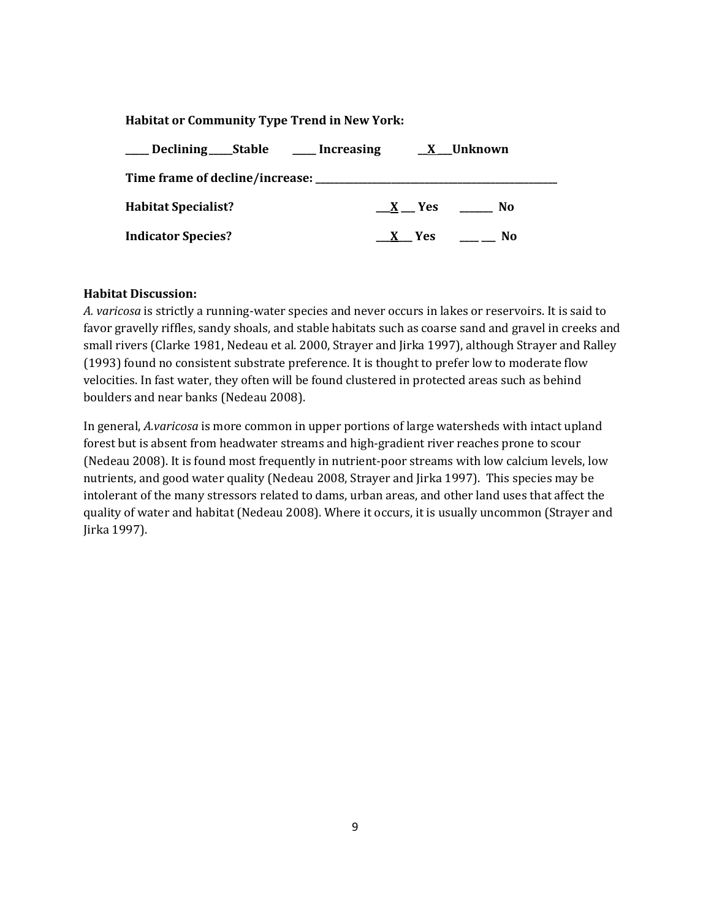**Habitat or Community Type Trend in New York:**

**\_\_\_\_\_ Declining \_\_\_\_\_Stable \_\_\_\_\_ Increasing \_\_X\_\_\_Unknown**

**Time frame of decline/increase: \_\_\_\_\_\_\_\_\_\_\_\_\_\_\_\_\_\_\_\_\_\_\_\_\_\_\_\_\_\_\_\_\_\_\_\_\_\_\_\_\_\_\_\_\_\_\_\_\_\_\_\_\_\_**

**Habitat Specialist? \_\_\_X\_\_\_ Yes \_\_\_\_\_\_\_ No**

**Indicator Species? \_\_\_X\_\_\_ Yes \_\_\_\_ \_\_\_ No**

**Habitat Discussion:**

*A. varicosa* is strictly a running-water species and never occurs in lakes or reservoirs. It is said to favor gravelly riffles, sandy shoals, and stable habitats such as coarse sand and gravel in creeks and small rivers (Clarke 1981, Nedeau et al. 2000, Strayer and Jirka 1997), although Strayer and Ralley (1993) found no consistent substrate preference. It is thought to prefer low to moderate flow velocities. In fast water, they often will be found clustered in protected areas such as behind boulders and near banks (Nedeau 2008).

In general, *A.varicosa* is more common in upper portions of large watersheds with intact upland forest but is absent from headwater streams and high-gradient river reaches prone to scour (Nedeau 2008). It is found most frequently in nutrient-poor streams with low calcium levels, low nutrients, and good water quality (Nedeau 2008, Strayer and Jirka 1997). This species may be intolerant of the many stressors related to dams, urban areas, and other land uses that affect the quality of water and habitat (Nedeau 2008). Where it occurs, it is usually uncommon (Strayer and Jirka 1997).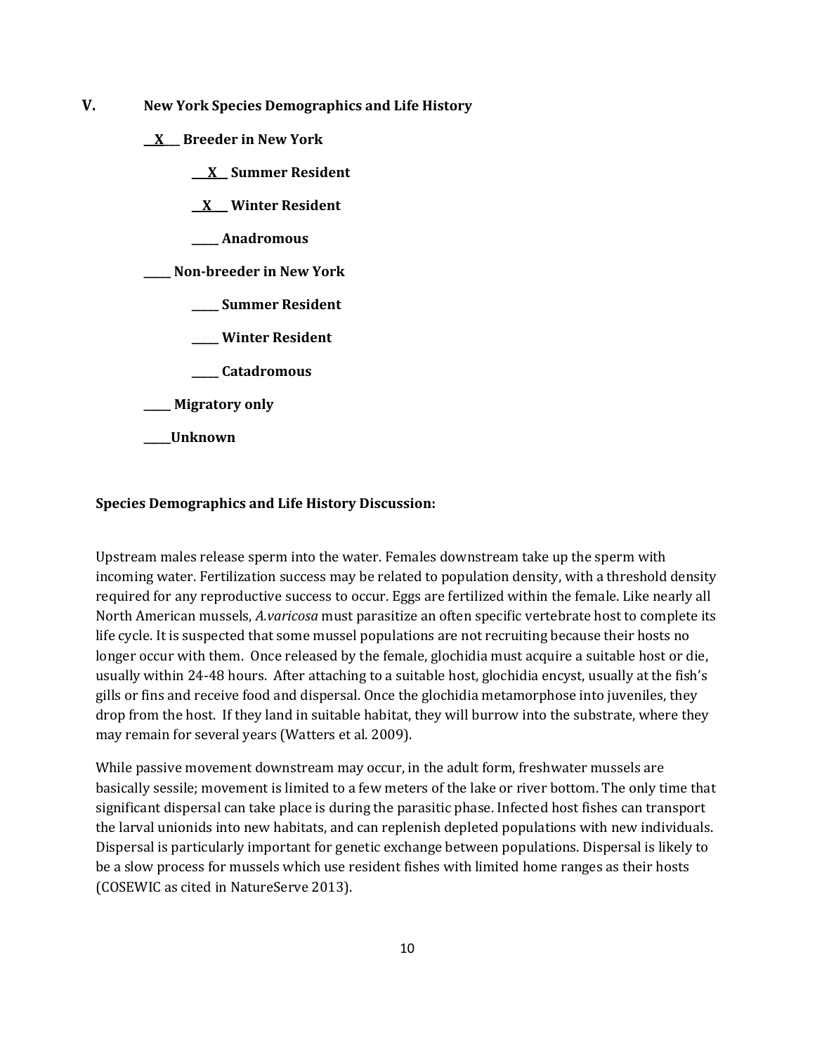## V. New York Species Demographics and Life History

**\_\_X\_\_ Breeder in New York**

- **\_\_X\_\_ Summer Resident**
- **\_\_X\_\_ Winter Resident**
- **\_\_\_\_\_ Anadromous**

**\_\_\_\_\_ Non-breeder in New York**

- **\_\_\_\_\_ Summer Resident**
- **\_\_\_\_\_ Winter Resident**
- **\_\_\_\_\_ Catadromous**

**\_\_\_\_\_ Migratory only**

**\_\_\_\_\_Unknown**

**Species Demographics and Life History Discussion:**

Upstream males release sperm into the water. Females downstream take up the sperm with incoming water. Fertilization success may be related to population density, with a threshold density required for any reproductive success to occur. Eggs are fertilized within the female. Like nearly all North American mussels, *A.varicosa* must parasitize an often specific vertebrate host to complete its life cycle. It is suspected that some mussel populations are not recruiting because their hosts no longer occur with them. Once released by the female, glochidia must acquire a suitable host or die, usually within 24-48 hours. After attaching to a suitable host, glochidia encyst, usually at the fish's gills or fins and receive food and dispersal. Once the glochidia metamorphose into juveniles, they drop from the host. If they land in suitable habitat, they will burrow into the substrate, where they may remain for several years (Watters et al. 2009).

While passive movement downstream may occur, in the adult form, freshwater mussels are basically sessile; movement is limited to a few meters of the lake or river bottom. The only time that significant dispersal can take place is during the parasitic phase. Infected host fishes can transport the larval unionids into new habitats, and can replenish depleted populations with new individuals. Dispersal is particularly important for genetic exchange between populations. Dispersal is likely to be a slow process for mussels which use resident fishes with limited home ranges as their hosts (COSEWIC as cited in NatureServe 2013).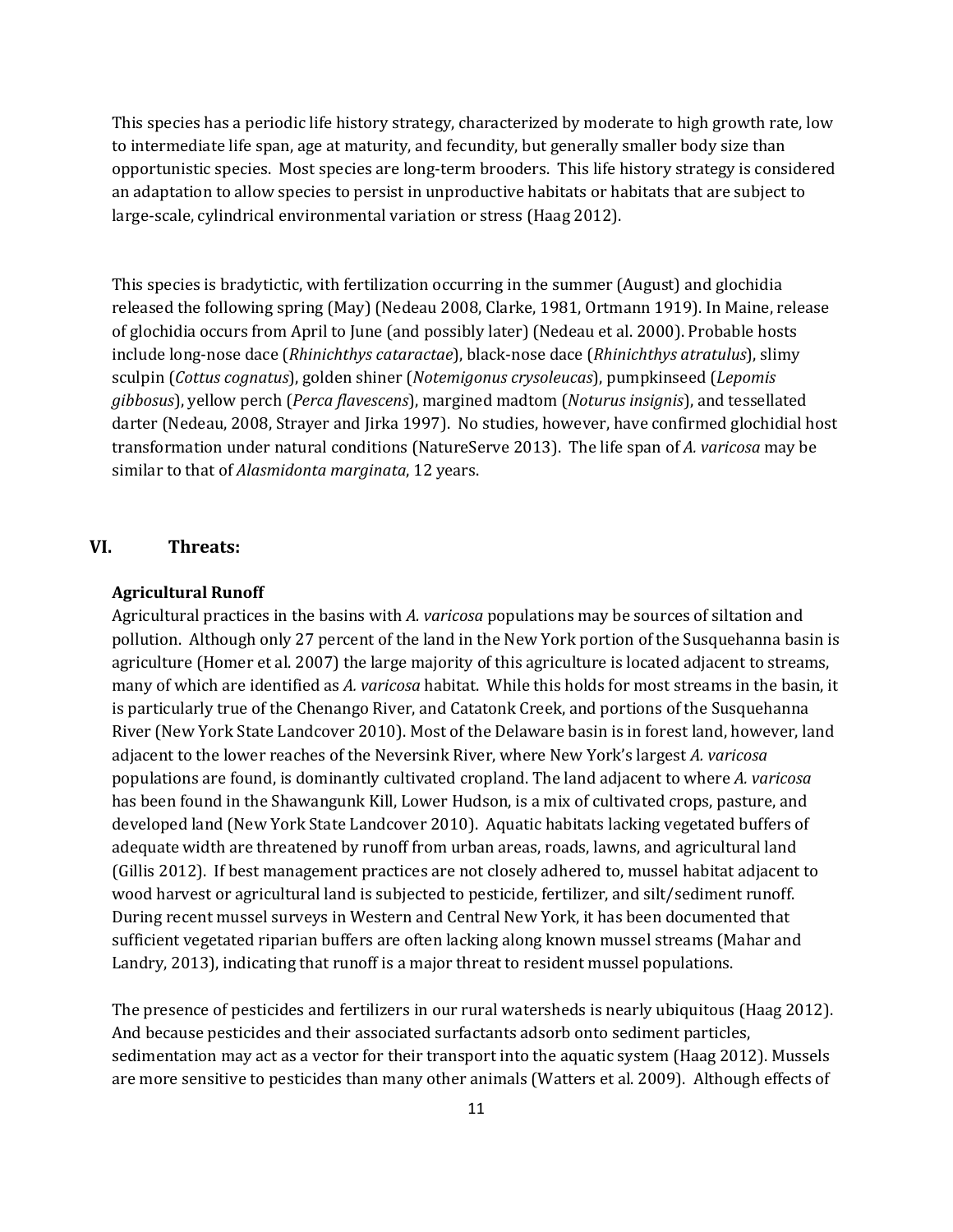This species has a periodic life history strategy, characterized by moderate to high growth rate, low to intermediate life span, age at maturity, and fecundity, but generally smaller body size than opportunistic species. Most species are long-term brooders. This life history strategy is considered an adaptation to allow species to persist in unproductive habitats or habitats that are subject to large-scale, cylindrical environmental variation or stress (Haag 2012).

This species is bradytictic, with fertilization occurring in the summer (August) and glochidia released the following spring (May) (Nedeau 2008, Clarke, 1981, Ortmann 1919). In Maine, release of glochidia occurs from April to June (and possibly later) (Nedeau et al. 2000). Probable hosts include long-nose dace (*Rhinichthys cataractae*), black-nose dace (*Rhinichthys atratulus*), slimy sculpin (*Cottus cognatus*), golden shiner (*Notemigonus crysoleucas*), pumpkinseed (*Lepomis gibbosus*), yellow perch (*Perca flavescens*), margined madtom (*Noturus insignis*), and tessellated darter (Nedeau, 2008, Strayer and Jirka 1997). No studies, however, have confirmed glochidial host transformation under natural conditions (NatureServe 2013). The life span of *A. varicosa* may be similar to that of *Alasmidonta marginata*, 12 years.

## VI. Threats:

**Agricultural Runoff**

Agricultural practices in the basins with *A. varicosa* populations may be sources of siltation and pollution. Although only 27 percent of the land in the New York portion of the Susquehanna basin is agriculture (Homer et al. 2007) the large majority of this agriculture is located adjacent to streams, many of which are identified as *A. varicosa* habitat. While this holds for most streams in the basin, it is particularly true of the Chenango River, and Catatonk Creek, and portions of the Susquehanna River (New York State Landcover 2010). Most of the Delaware basin is in forest land, however, land adjacent to the lower reaches of the Neversink River, where New York's largest *A. varicosa* populations are found, is dominantly cultivated cropland. The land adjacent to where *A. varicosa* has been found in the Shawangunk Kill, Lower Hudson, is a mix of cultivated crops, pasture, and developed land (New York State Landcover 2010). Aquatic habitats lacking vegetated buffers of adequate width are threatened by runoff from urban areas, roads, lawns, and agricultural land (Gillis 2012). If best management practices are not closely adhered to, mussel habitat adjacent to wood harvest or agricultural land is subjected to pesticide, fertilizer, and silt/sediment runoff. During recent mussel surveys in Western and Central New York, it has been documented that sufficient vegetated riparian buffers are often lacking along known mussel streams (Mahar and Landry, 2013), indicating that runoff is a major threat to resident mussel populations.

The presence of pesticides and fertilizers in our rural watersheds is nearly ubiquitous (Haag 2012). And because pesticides and their associated surfactants adsorb onto sediment particles, sedimentation may act as a vector for their transport into the aquatic system (Haag 2012). Mussels are more sensitive to pesticides than many other animals (Watters et al. 2009). Although effects of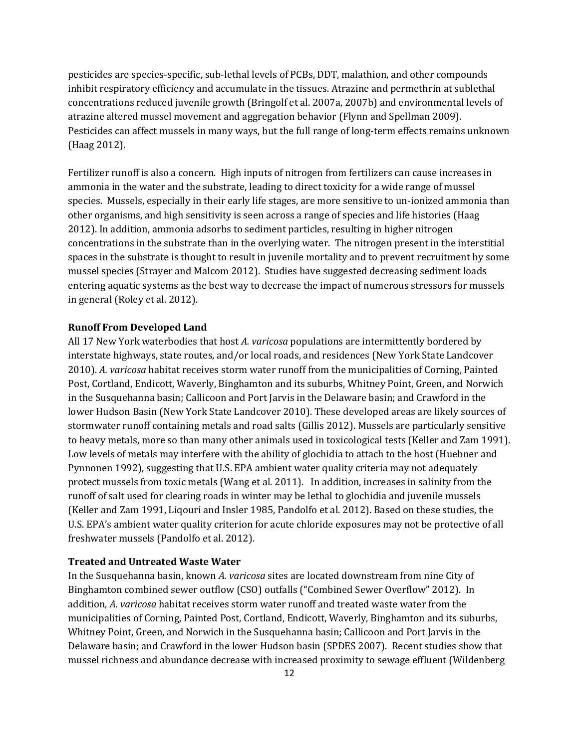pesticides are species-specific, sub-lethal levels of PCBs, DDT, malathion, and other compounds inhibit respiratory efficiency and accumulate in the tissues. Atrazine and permethrin at sublethal concentrations reduced juvenile growth (Bringolf et al. 2007a, 2007b) and environmental levels of atrazine altered mussel movement and aggregation behavior (Flynn and Spellman 2009). Pesticides can affect mussels in many ways, but the full range of long-term effects remains unknown (Haag 2012).

Fertilizer runoff is also a concern. High inputs of nitrogen from fertilizers can cause increases in ammonia in the water and the substrate, leading to direct toxicity for a wide range of mussel species. Mussels, especially in their early life stages, are more sensitive to un-ionized ammonia than other organisms, and high sensitivity is seen across a range of species and life histories (Haag 2012). In addition, ammonia adsorbs to sediment particles, resulting in higher nitrogen concentrations in the substrate than in the overlying water. The nitrogen present in the interstitial spaces in the substrate is thought to result in juvenile mortality and to prevent recruitment by some mussel species (Strayer and Malcom 2012). Studies have suggested decreasing sediment loads entering aquatic systems as the best way to decrease the impact of numerous stressors for mussels in general (Roley et al. 2012).

**Runoff From Developed Land**

All 17 New York waterbodies that host *A. varicosa* populations are intermittently bordered by interstate highways, state routes, and/or local roads, and residences (New York State Landcover 2010). *A. varicosa* habitat receives storm water runoff from the municipalities of Corning, Painted Post, Cortland, Endicott, Waverly, Binghamton and its suburbs, Whitney Point, Green, and Norwich in the Susquehanna basin; Callicoon and Port Jarvis in the Delaware basin; and Crawford in the lower Hudson Basin (New York State Landcover 2010). These developed areas are likely sources of stormwater runoff containing metals and road salts (Gillis 2012). Mussels are particularly sensitive to heavy metals, more so than many other animals used in toxicological tests (Keller and Zam 1991). Low levels of metals may interfere with the ability of glochidia to attach to the host (Huebner and Pynnonen 1992), suggesting that U.S. EPA ambient water quality criteria may not adequately protect mussels from toxic metals (Wang et al. 2011). In addition, increases in salinity from the runoff of salt used for clearing roads in winter may be lethal to glochidia and juvenile mussels (Keller and Zam 1991, Liqouri and Insler 1985, Pandolfo et al. 2012). Based on these studies, the U.S. EPA's ambient water quality criterion for acute chloride exposures may not be protective of all freshwater mussels (Pandolfo et al. 2012).

**Treated and Untreated Waste Water**

In the Susquehanna basin, known *A. varicosa* sites are located downstream from nine City of Binghamton combined sewer outflow (CSO) outfalls ("Combined Sewer Overflow" 2012). In addition, *A. varicosa* habitat receives storm water runoff and treated waste water from the municipalities of Corning, Painted Post, Cortland, Endicott, Waverly, Binghamton and its suburbs, Whitney Point, Green, and Norwich in the Susquehanna basin; Callicoon and Port Jarvis in the Delaware basin; and Crawford in the lower Hudson basin (SPDES 2007). Recent studies show that mussel richness and abundance decrease with increased proximity to sewage effluent (Wildenberg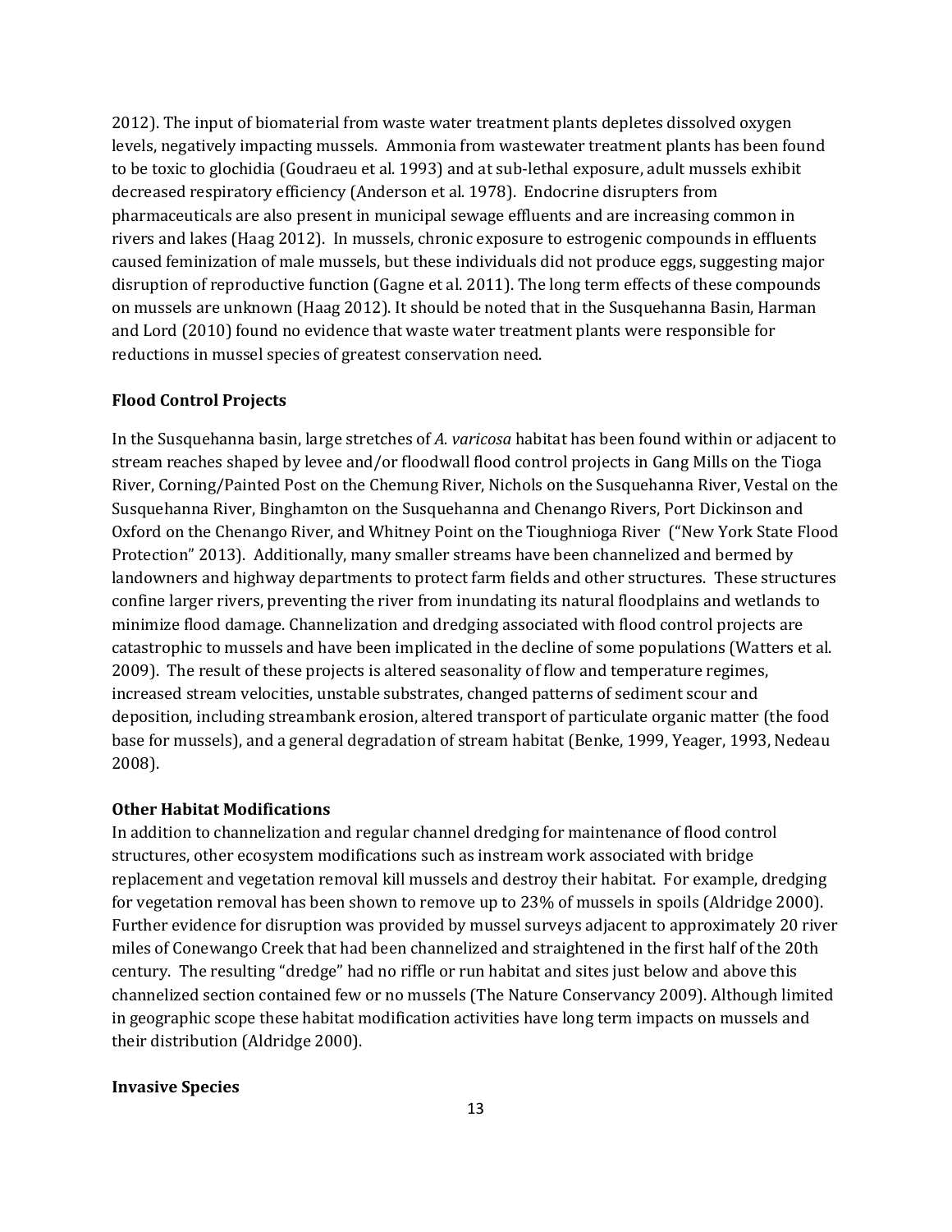2012). The input of biomaterial from waste water treatment plants depletes dissolved oxygen levels, negatively impacting mussels. Ammonia from wastewater treatment plants has been found to be toxic to glochidia (Goudraeu et al. 1993) and at sub-lethal exposure, adult mussels exhibit decreased respiratory efficiency (Anderson et al. 1978). Endocrine disrupters from pharmaceuticals are also present in municipal sewage effluents and are increasing common in rivers and lakes (Haag 2012). In mussels, chronic exposure to estrogenic compounds in effluents caused feminization of male mussels, but these individuals did not produce eggs, suggesting major disruption of reproductive function (Gagne et al. 2011). The long term effects of these compounds on mussels are unknown (Haag 2012). It should be noted that in the Susquehanna Basin, Harman and Lord (2010) found no evidence that waste water treatment plants were responsible for reductions in mussel species of greatest conservation need.

**Flood Control Projects**

In the Susquehanna basin, large stretches of *A. varicosa* habitat has been found within or adjacent to stream reaches shaped by levee and/or floodwall flood control projects in Gang Mills on the Tioga River, Corning/Painted Post on the Chemung River, Nichols on the Susquehanna River, Vestal on the Susquehanna River, Binghamton on the Susquehanna and Chenango Rivers, Port Dickinson and Oxford on the Chenango River, and Whitney Point on the Tioughnioga River ("New York State Flood Protection" 2013). Additionally, many smaller streams have been channelized and bermed by landowners and highway departments to protect farm fields and other structures. These structures confine larger rivers, preventing the river from inundating its natural floodplains and wetlands to minimize flood damage. Channelization and dredging associated with flood control projects are catastrophic to mussels and have been implicated in the decline of some populations (Watters et al. 2009). The result of these projects is altered seasonality of flow and temperature regimes, increased stream velocities, unstable substrates, changed patterns of sediment scour and deposition, including streambank erosion, altered transport of particulate organic matter (the food base for mussels), and a general degradation of stream habitat (Benke, 1999, Yeager, 1993, Nedeau 2008).

**Other Habitat Modifications**

In addition to channelization and regular channel dredging for maintenance of flood control structures, other ecosystem modifications such as instream work associated with bridge replacement and vegetation removal kill mussels and destroy their habitat. For example, dredging for vegetation removal has been shown to remove up to 23% of mussels in spoils (Aldridge 2000). Further evidence for disruption was provided by mussel surveys adjacent to approximately 20 river miles of Conewango Creek that had been channelized and straightened in the first half of the 20th century. The resulting "dredge" had no riffle or run habitat and sites just below and above this channelized section contained few or no mussels (The Nature Conservancy 2009). Although limited in geographic scope these habitat modification activities have long term impacts on mussels and their distribution (Aldridge 2000).

**Invasive Species**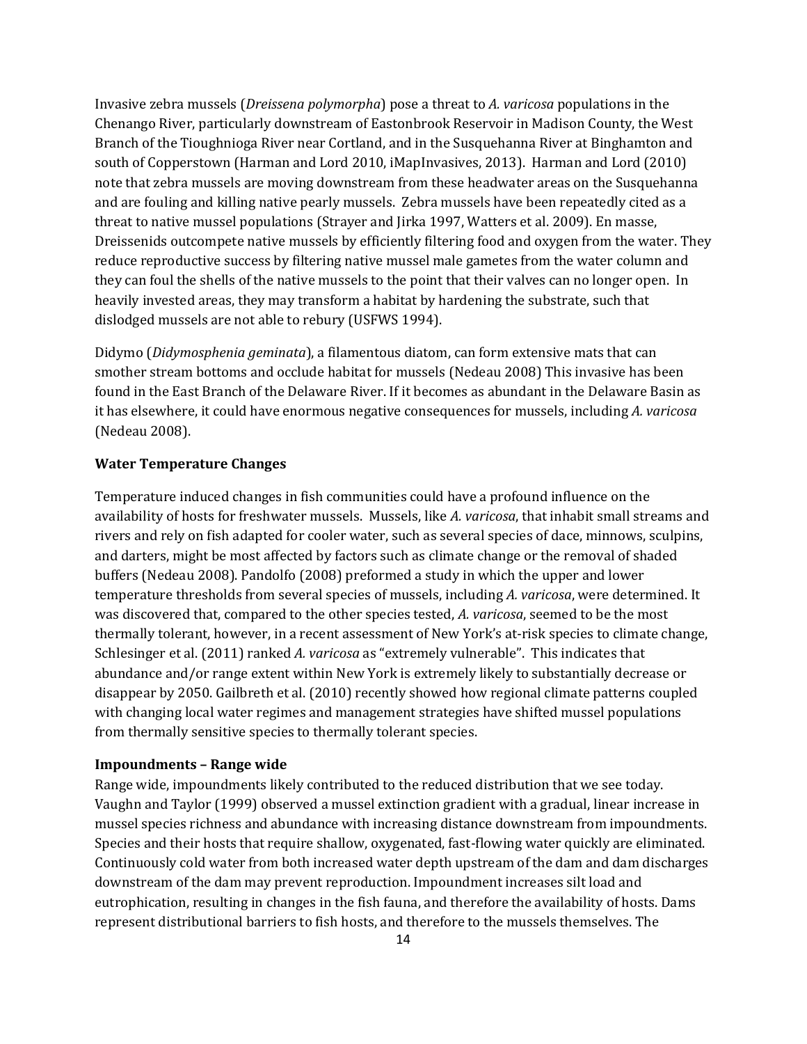Invasive zebra mussels (*Dreissena polymorpha*) pose a threat to *A. varicosa* populations in the Chenango River, particularly downstream of Eastonbrook Reservoir in Madison County, the West Branch of the Tioughnioga River near Cortland, and in the Susquehanna River at Binghamton and south of Copperstown (Harman and Lord 2010, iMapInvasives, 2013). Harman and Lord (2010) note that zebra mussels are moving downstream from these headwater areas on the Susquehanna and are fouling and killing native pearly mussels. Zebra mussels have been repeatedly cited as a threat to native mussel populations (Strayer and Jirka 1997, Watters et al. 2009). En masse, Dreissenids outcompete native mussels by efficiently filtering food and oxygen from the water. They reduce reproductive success by filtering native mussel male gametes from the water column and they can foul the shells of the native mussels to the point that their valves can no longer open. In heavily invested areas, they may transform a habitat by hardening the substrate, such that dislodged mussels are not able to rebury (USFWS 1994).

Didymo (*Didymosphenia geminata*), a filamentous diatom, can form extensive mats that can smother stream bottoms and occlude habitat for mussels (Nedeau 2008) This invasive has been found in the East Branch of the Delaware River. If it becomes as abundant in the Delaware Basin as it has elsewhere, it could have enormous negative consequences for mussels, including *A. varicosa* (Nedeau 2008).

**Water Temperature Changes**

Temperature induced changes in fish communities could have a profound influence on the availability of hosts for freshwater mussels. Mussels, like *A. varicosa*, that inhabit small streams and rivers and rely on fish adapted for cooler water, such as several species of dace, minnows, sculpins, and darters, might be most affected by factors such as climate change or the removal of shaded buffers (Nedeau 2008). Pandolfo (2008) preformed a study in which the upper and lower temperature thresholds from several species of mussels, including *A. varicosa*, were determined. It was discovered that, compared to the other species tested, *A. varicosa*, seemed to be the most thermally tolerant, however, in a recent assessment of New York's at-risk species to climate change, Schlesinger et al. (2011) ranked *A. varicosa* as "extremely vulnerable". This indicates that abundance and/or range extent within New York is extremely likely to substantially decrease or disappear by 2050. Gailbreth et al. (2010) recently showed how regional climate patterns coupled with changing local water regimes and management strategies have shifted mussel populations from thermally sensitive species to thermally tolerant species.

**Impoundments – Range wide**

Range wide, impoundments likely contributed to the reduced distribution that we see today. Vaughn and Taylor (1999) observed a mussel extinction gradient with a gradual, linear increase in mussel species richness and abundance with increasing distance downstream from impoundments. Species and their hosts that require shallow, oxygenated, fast-flowing water quickly are eliminated. Continuously cold water from both increased water depth upstream of the dam and dam discharges downstream of the dam may prevent reproduction. Impoundment increases silt load and eutrophication, resulting in changes in the fish fauna, and therefore the availability of hosts. Dams represent distributional barriers to fish hosts, and therefore to the mussels themselves. The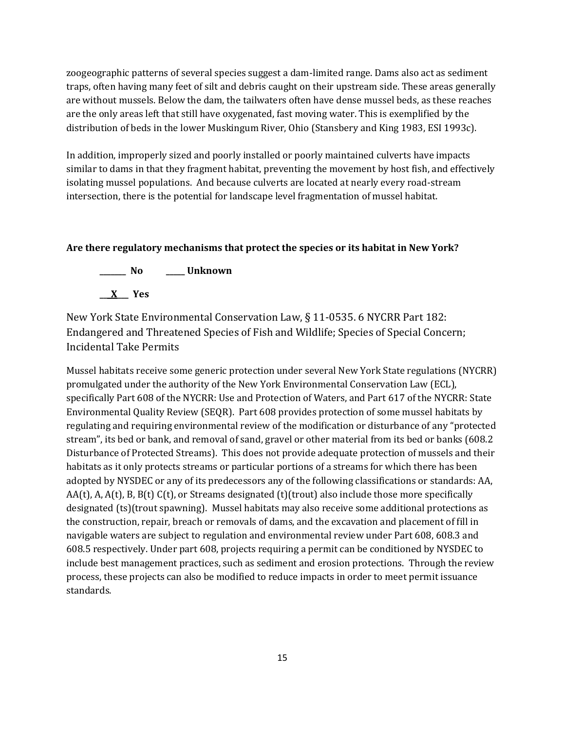zoogeographic patterns of several species suggest a dam-limited range. Dams also act as sediment traps, often having many feet of silt and debris caught on their upstream side. These areas generally are without mussels. Below the dam, the tailwaters often have dense mussel beds, as these reaches are the only areas left that still have oxygenated, fast moving water. This is exemplified by the distribution of beds in the lower Muskingum River, Ohio (Stansbery and King 1983, ESI 1993c).

In addition, improperly sized and poorly installed or poorly maintained culverts have impacts similar to dams in that they fragment habitat, preventing the movement by host fish, and effectively isolating mussel populations. And because culverts are located at nearly every road-stream intersection, there is the potential for landscape level fragmentation of mussel habitat.

**Are there regulatory mechanisms that protect the species or its habitat in New York?**

**_______ No          _____ Unknown**

**___X___ Yes**

New York State Environmental Conservation Law, § 11-0535. 6 NYCRR Part 182: Endangered and Threatened Species of Fish and Wildlife; Species of Special Concern; Incidental Take Permits

Mussel habitats receive some generic protection under several New York State regulations (NYCRR) promulgated under the authority of the New York Environmental Conservation Law (ECL), specifically Part 608 of the NYCRR: Use and Protection of Waters, and Part 617 of the NYCRR: State Environmental Quality Review (SEQR). Part 608 provides protection of some mussel habitats by regulating and requiring environmental review of the modification or disturbance of any "protected stream", its bed or bank, and removal of sand, gravel or other material from its bed or banks (608.2 Disturbance of Protected Streams). This does not provide adequate protection of mussels and their habitats as it only protects streams or particular portions of a streams for which there has been adopted by NYSDEC or any of its predecessors any of the following classifications or standards: AA, AA(t), A, A(t), B, B(t) C(t), or Streams designated (t)(trout) also include those more specifically designated (ts)(trout spawning). Mussel habitats may also receive some additional protections as the construction, repair, breach or removals of dams, and the excavation and placement of fill in navigable waters are subject to regulation and environmental review under Part 608, 608.3 and 608.5 respectively. Under part 608, projects requiring a permit can be conditioned by NYSDEC to include best management practices, such as sediment and erosion protections. Through the review process, these projects can also be modified to reduce impacts in order to meet permit issuance standards.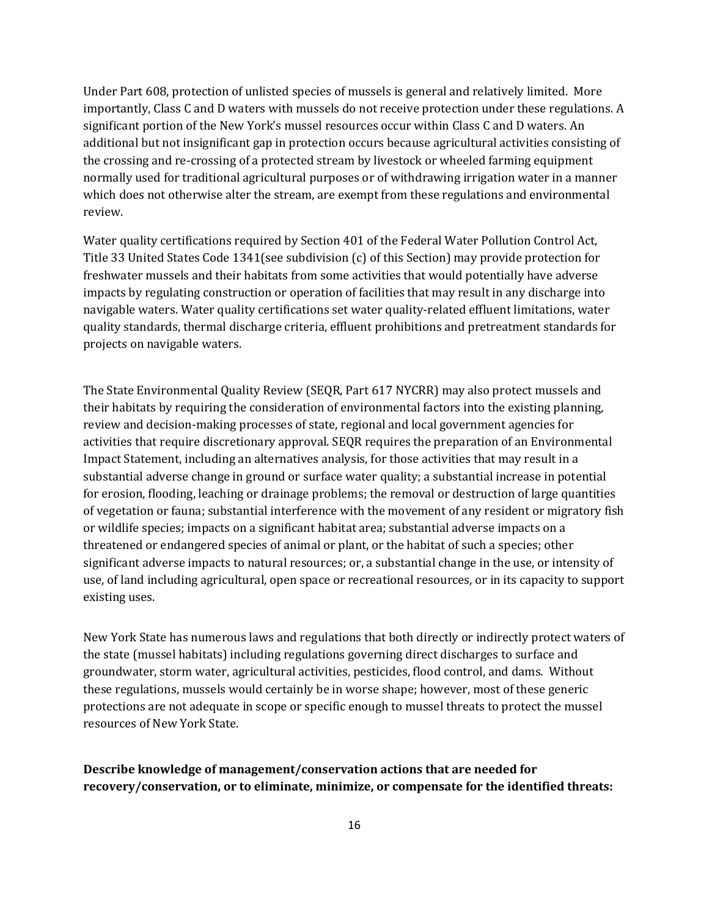Under Part 608, protection of unlisted species of mussels is general and relatively limited. More importantly, Class C and D waters with mussels do not receive protection under these regulations. A significant portion of the New York's mussel resources occur within Class C and D waters. An additional but not insignificant gap in protection occurs because agricultural activities consisting of the crossing and re-crossing of a protected stream by livestock or wheeled farming equipment normally used for traditional agricultural purposes or of withdrawing irrigation water in a manner which does not otherwise alter the stream, are exempt from these regulations and environmental review.

Water quality certifications required by Section 401 of the Federal Water Pollution Control Act, Title 33 United States Code 1341(see subdivision (c) of this Section) may provide protection for freshwater mussels and their habitats from some activities that would potentially have adverse impacts by regulating construction or operation of facilities that may result in any discharge into navigable waters. Water quality certifications set water quality-related effluent limitations, water quality standards, thermal discharge criteria, effluent prohibitions and pretreatment standards for projects on navigable waters.

The State Environmental Quality Review (SEQR, Part 617 NYCRR) may also protect mussels and their habitats by requiring the consideration of environmental factors into the existing planning, review and decision-making processes of state, regional and local government agencies for activities that require discretionary approval. SEQR requires the preparation of an Environmental Impact Statement, including an alternatives analysis, for those activities that may result in a substantial adverse change in ground or surface water quality; a substantial increase in potential for erosion, flooding, leaching or drainage problems; the removal or destruction of large quantities of vegetation or fauna; substantial interference with the movement of any resident or migratory fish or wildlife species; impacts on a significant habitat area; substantial adverse impacts on a threatened or endangered species of animal or plant, or the habitat of such a species; other significant adverse impacts to natural resources; or, a substantial change in the use, or intensity of use, of land including agricultural, open space or recreational resources, or in its capacity to support existing uses.

New York State has numerous laws and regulations that both directly or indirectly protect waters of the state (mussel habitats) including regulations governing direct discharges to surface and groundwater, storm water, agricultural activities, pesticides, flood control, and dams. Without these regulations, mussels would certainly be in worse shape; however, most of these generic protections are not adequate in scope or specific enough to mussel threats to protect the mussel resources of New York State.

**Describe knowledge of management/conservation actions that are needed for recovery/conservation, or to eliminate, minimize, or compensate for the identified threats:**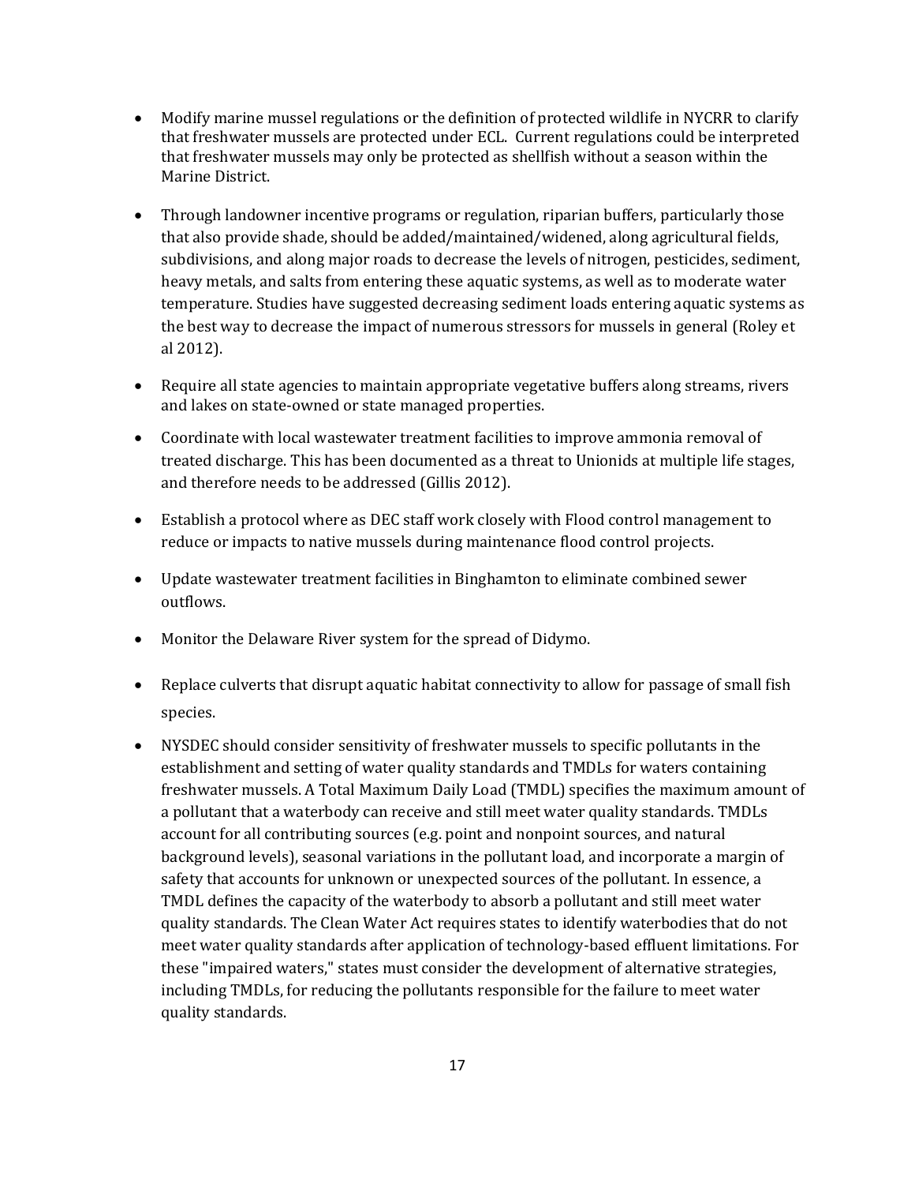- Modify marine mussel regulations or the definition of protected wildlife in NYCRR to clarify that freshwater mussels are protected under ECL. Current regulations could be interpreted that freshwater mussels may only be protected as shellfish without a season within the Marine District.

- Through landowner incentive programs or regulation, riparian buffers, particularly those that also provide shade, should be added/maintained/widened, along agricultural fields, subdivisions, and along major roads to decrease the levels of nitrogen, pesticides, sediment, heavy metals, and salts from entering these aquatic systems, as well as to moderate water temperature. Studies have suggested decreasing sediment loads entering aquatic systems as the best way to decrease the impact of numerous stressors for mussels in general (Roley et al 2012).

- Require all state agencies to maintain appropriate vegetative buffers along streams, rivers and lakes on state-owned or state managed properties.

- Coordinate with local wastewater treatment facilities to improve ammonia removal of treated discharge. This has been documented as a threat to Unionids at multiple life stages, and therefore needs to be addressed (Gillis 2012).

- Establish a protocol where as DEC staff work closely with Flood control management to reduce or impacts to native mussels during maintenance flood control projects.

- Update wastewater treatment facilities in Binghamton to eliminate combined sewer outflows.

- Monitor the Delaware River system for the spread of Didymo.

- Replace culverts that disrupt aquatic habitat connectivity to allow for passage of small fish species.

- NYSDEC should consider sensitivity of freshwater mussels to specific pollutants in the establishment and setting of water quality standards and TMDLs for waters containing freshwater mussels. A Total Maximum Daily Load (TMDL) specifies the maximum amount of a pollutant that a waterbody can receive and still meet water quality standards. TMDLs account for all contributing sources (e.g. point and nonpoint sources, and natural background levels), seasonal variations in the pollutant load, and incorporate a margin of safety that accounts for unknown or unexpected sources of the pollutant. In essence, a TMDL defines the capacity of the waterbody to absorb a pollutant and still meet water quality standards. The Clean Water Act requires states to identify waterbodies that do not meet water quality standards after application of technology-based effluent limitations. For these "impaired waters," states must consider the development of alternative strategies, including TMDLs, for reducing the pollutants responsible for the failure to meet water quality standards.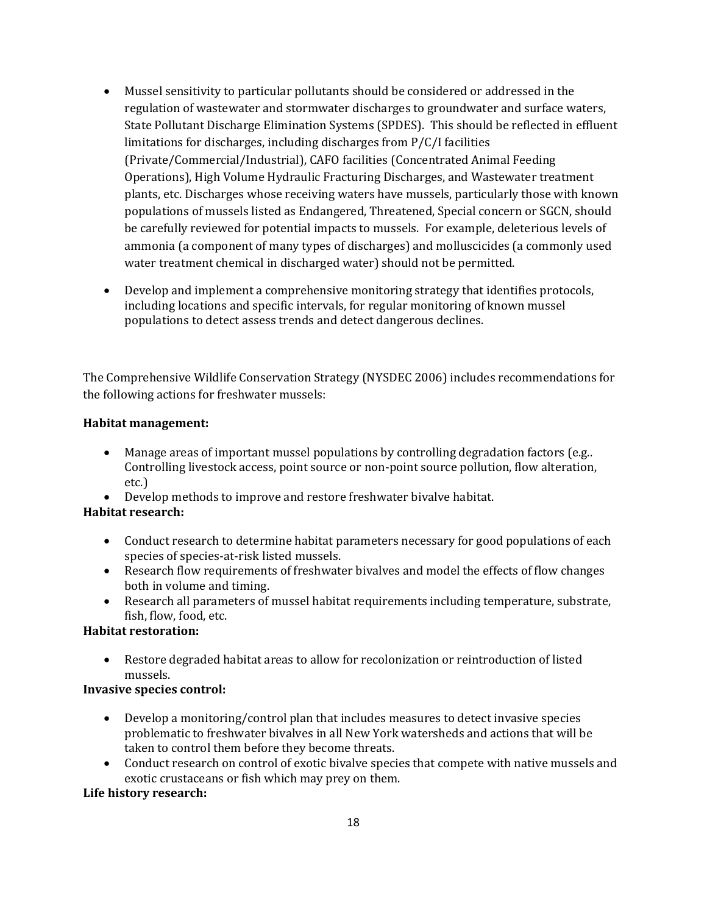- Mussel sensitivity to particular pollutants should be considered or addressed in the regulation of wastewater and stormwater discharges to groundwater and surface waters, State Pollutant Discharge Elimination Systems (SPDES). This should be reflected in effluent limitations for discharges, including discharges from P/C/I facilities (Private/Commercial/Industrial), CAFO facilities (Concentrated Animal Feeding Operations), High Volume Hydraulic Fracturing Discharges, and Wastewater treatment plants, etc. Discharges whose receiving waters have mussels, particularly those with known populations of mussels listed as Endangered, Threatened, Special concern or SGCN, should be carefully reviewed for potential impacts to mussels. For example, deleterious levels of ammonia (a component of many types of discharges) and molluscicides (a commonly used water treatment chemical in discharged water) should not be permitted.

- Develop and implement a comprehensive monitoring strategy that identifies protocols, including locations and specific intervals, for regular monitoring of known mussel populations to detect assess trends and detect dangerous declines.

The Comprehensive Wildlife Conservation Strategy (NYSDEC 2006) includes recommendations for the following actions for freshwater mussels:

**Habitat management:**

- Manage areas of important mussel populations by controlling degradation factors (e.g.. Controlling livestock access, point source or non-point source pollution, flow alteration, etc.)
- Develop methods to improve and restore freshwater bivalve habitat.

**Habitat research:**

- Conduct research to determine habitat parameters necessary for good populations of each species of species-at-risk listed mussels.
- Research flow requirements of freshwater bivalves and model the effects of flow changes both in volume and timing.
- Research all parameters of mussel habitat requirements including temperature, substrate, fish, flow, food, etc.

**Habitat restoration:**

- Restore degraded habitat areas to allow for recolonization or reintroduction of listed mussels.

**Invasive species control:**

- Develop a monitoring/control plan that includes measures to detect invasive species problematic to freshwater bivalves in all New York watersheds and actions that will be taken to control them before they become threats.
- Conduct research on control of exotic bivalve species that compete with native mussels and exotic crustaceans or fish which may prey on them.

**Life history research:**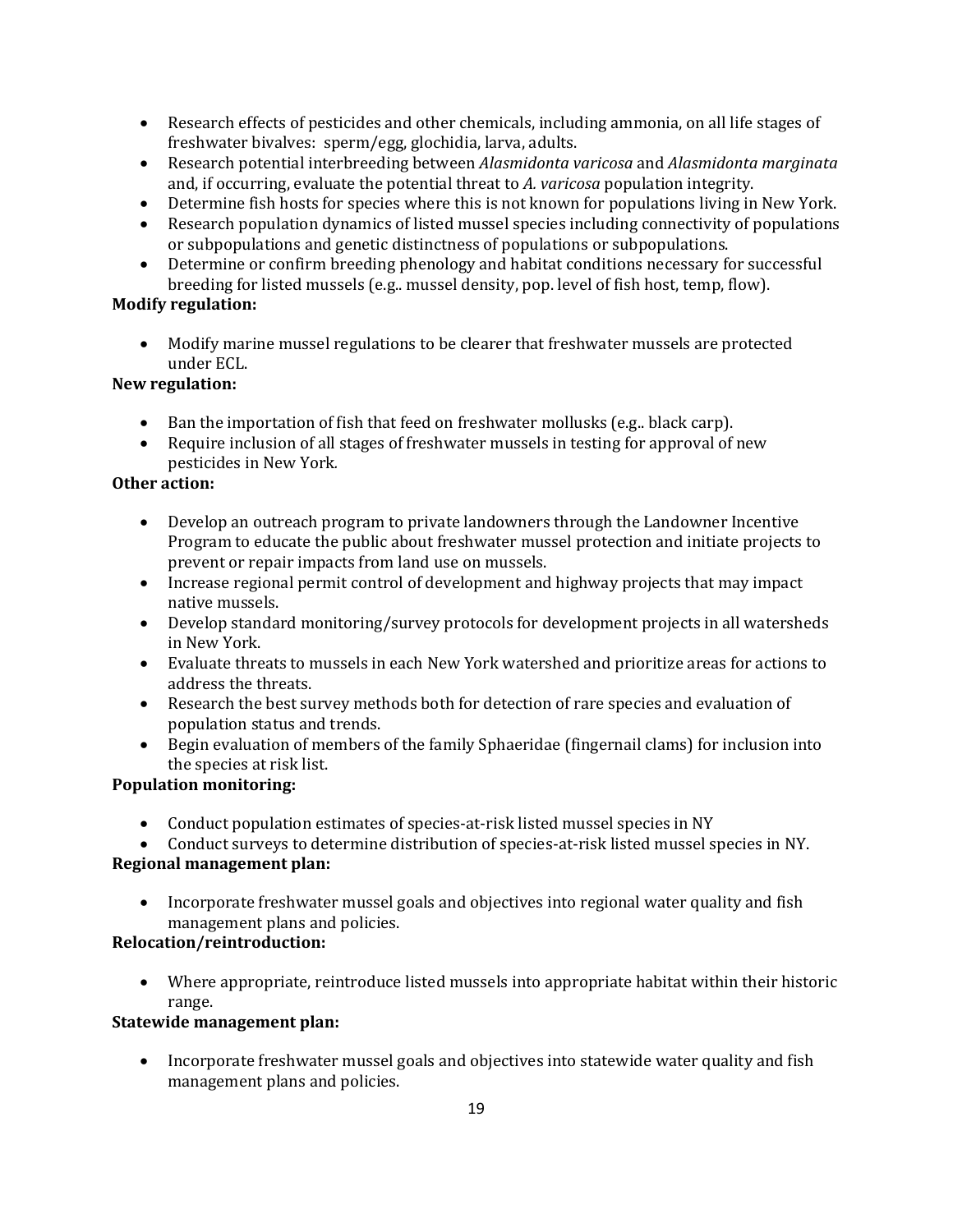- Research effects of pesticides and other chemicals, including ammonia, on all life stages of freshwater bivalves: sperm/egg, glochidia, larva, adults.
- Research potential interbreeding between *Alasmidonta varicosa* and *Alasmidonta marginata* and, if occurring, evaluate the potential threat to *A. varicosa* population integrity.
- Determine fish hosts for species where this is not known for populations living in New York.
- Research population dynamics of listed mussel species including connectivity of populations or subpopulations and genetic distinctness of populations or subpopulations.
- Determine or confirm breeding phenology and habitat conditions necessary for successful breeding for listed mussels (e.g.. mussel density, pop. level of fish host, temp, flow).

**Modify regulation:**

- Modify marine mussel regulations to be clearer that freshwater mussels are protected under ECL.

**New regulation:**

- Ban the importation of fish that feed on freshwater mollusks (e.g.. black carp).
- Require inclusion of all stages of freshwater mussels in testing for approval of new pesticides in New York.

**Other action:**

- Develop an outreach program to private landowners through the Landowner Incentive Program to educate the public about freshwater mussel protection and initiate projects to prevent or repair impacts from land use on mussels.
- Increase regional permit control of development and highway projects that may impact native mussels.
- Develop standard monitoring/survey protocols for development projects in all watersheds in New York.
- Evaluate threats to mussels in each New York watershed and prioritize areas for actions to address the threats.
- Research the best survey methods both for detection of rare species and evaluation of population status and trends.
- Begin evaluation of members of the family Sphaeridae (fingernail clams) for inclusion into the species at risk list.

**Population monitoring:**

- Conduct population estimates of species-at-risk listed mussel species in NY
- Conduct surveys to determine distribution of species-at-risk listed mussel species in NY.

**Regional management plan:**

- Incorporate freshwater mussel goals and objectives into regional water quality and fish management plans and policies.

**Relocation/reintroduction:**

- Where appropriate, reintroduce listed mussels into appropriate habitat within their historic range.

**Statewide management plan:**

- Incorporate freshwater mussel goals and objectives into statewide water quality and fish management plans and policies.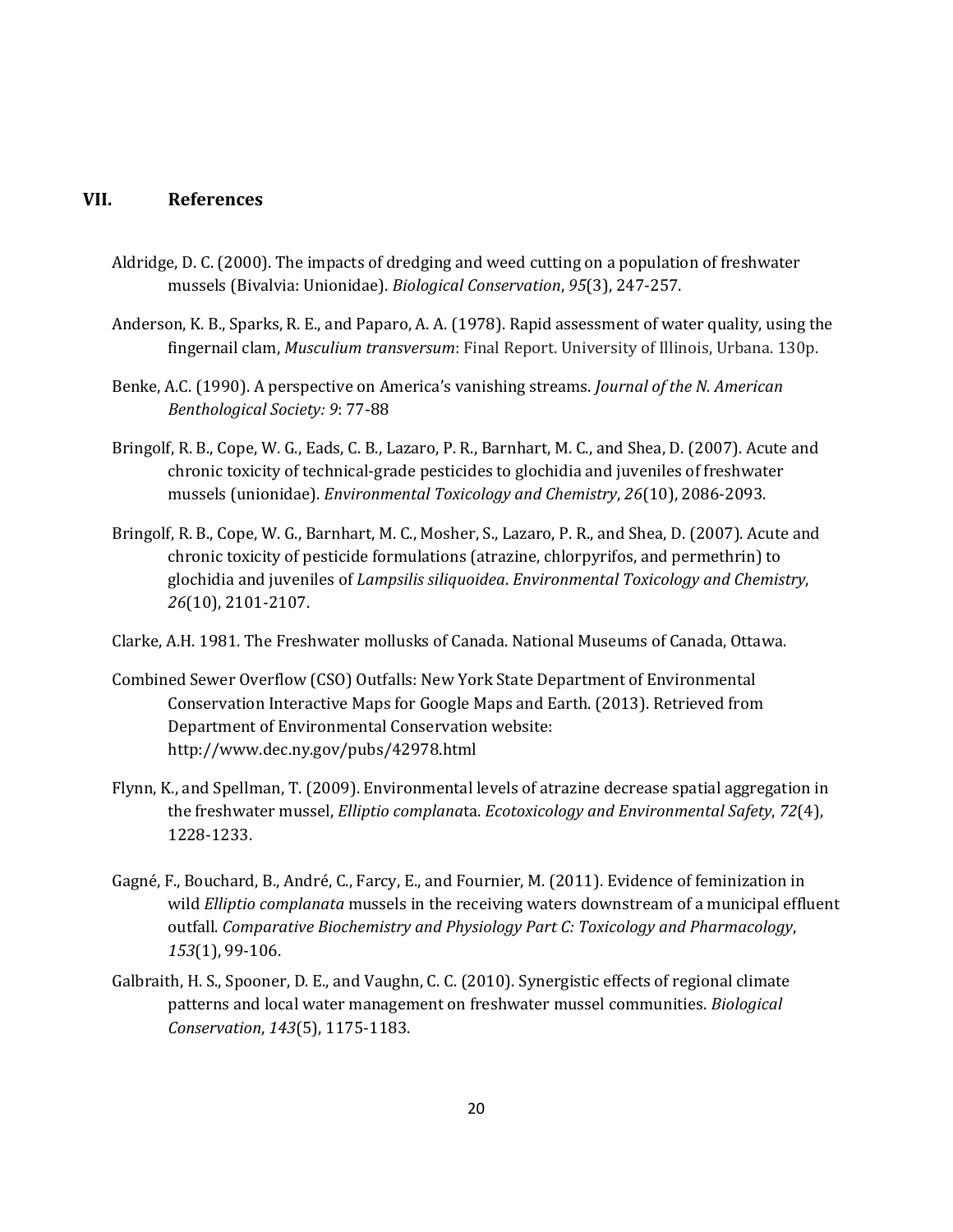## VII. References

Aldridge, D. C. (2000). The impacts of dredging and weed cutting on a population of freshwater mussels (Bivalvia: Unionidae). *Biological Conservation*, *95*(3), 247-257.

Anderson, K. B., Sparks, R. E., and Paparo, A. A. (1978). Rapid assessment of water quality, using the fingernail clam, *Musculium transversum*: Final Report. University of Illinois, Urbana. 130p.

Benke, A.C. (1990). A perspective on America's vanishing streams. *Journal of the N. American Benthological Society: 9*: 77-88

Bringolf, R. B., Cope, W. G., Eads, C. B., Lazaro, P. R., Barnhart, M. C., and Shea, D. (2007). Acute and chronic toxicity of technical‐grade pesticides to glochidia and juveniles of freshwater mussels (unionidae). *Environmental Toxicology and Chemistry*, *26*(10), 2086-2093.

Bringolf, R. B., Cope, W. G., Barnhart, M. C., Mosher, S., Lazaro, P. R., and Shea, D. (2007). Acute and chronic toxicity of pesticide formulations (atrazine, chlorpyrifos, and permethrin) to glochidia and juveniles of *Lampsilis siliquoidea*. *Environmental Toxicology and Chemistry*, *26*(10), 2101-2107.

Clarke, A.H. 1981. The Freshwater mollusks of Canada. National Museums of Canada, Ottawa.

Combined Sewer Overflow (CSO) Outfalls: New York State Department of Environmental Conservation Interactive Maps for Google Maps and Earth. (2013). Retrieved from Department of Environmental Conservation website: http://www.dec.ny.gov/pubs/42978.html

Flynn, K., and Spellman, T. (2009). Environmental levels of atrazine decrease spatial aggregation in the freshwater mussel, *Elliptio complana*ta. *Ecotoxicology and Environmental Safety*, *72*(4), 1228-1233.

Gagné, F., Bouchard, B., André, C., Farcy, E., and Fournier, M. (2011). Evidence of feminization in wild *Elliptio complanata* mussels in the receiving waters downstream of a municipal effluent outfall. *Comparative Biochemistry and Physiology Part C: Toxicology and Pharmacology*, *153*(1), 99-106.

Galbraith, H. S., Spooner, D. E., and Vaughn, C. C. (2010). Synergistic effects of regional climate patterns and local water management on freshwater mussel communities. *Biological Conservation*, *143*(5), 1175-1183.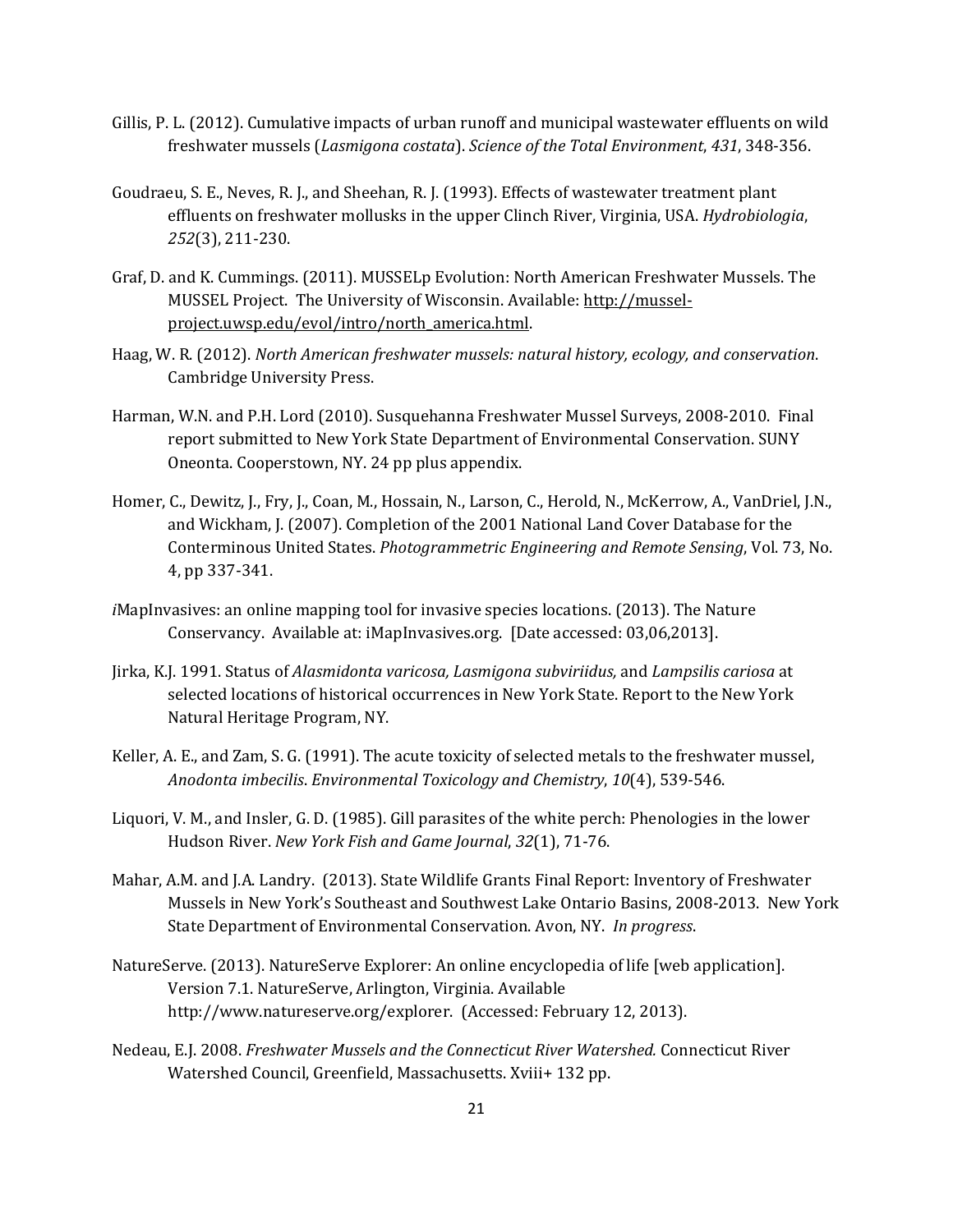Gillis, P. L. (2012). Cumulative impacts of urban runoff and municipal wastewater effluents on wild freshwater mussels (*Lasmigona costata*). *Science of the Total Environment*, *431*, 348-356.

Goudraeu, S. E., Neves, R. J., and Sheehan, R. J. (1993). Effects of wastewater treatment plant effluents on freshwater mollusks in the upper Clinch River, Virginia, USA. *Hydrobiologia*, *252*(3), 211-230.

Graf, D. and K. Cummings. (2011). MUSSELp Evolution: North American Freshwater Mussels. The MUSSEL Project. The University of Wisconsin. Available: http://mussel-project.uwsp.edu/evol/intro/north_america.html.

Haag, W. R. (2012). *North American freshwater mussels: natural history, ecology, and conservation*. Cambridge University Press.

Harman, W.N. and P.H. Lord (2010). Susquehanna Freshwater Mussel Surveys, 2008-2010. Final report submitted to New York State Department of Environmental Conservation. SUNY Oneonta. Cooperstown, NY. 24 pp plus appendix.

Homer, C., Dewitz, J., Fry, J., Coan, M., Hossain, N., Larson, C., Herold, N., McKerrow, A., VanDriel, J.N., and Wickham, J. (2007). Completion of the 2001 National Land Cover Database for the Conterminous United States. *Photogrammetric Engineering and Remote Sensing*, Vol. 73, No. 4, pp 337-341.

*i*MapInvasives: an online mapping tool for invasive species locations. (2013). The Nature Conservancy. Available at: iMapInvasives.org. [Date accessed: 03,06,2013].

Jirka, K.J. 1991. Status of *Alasmidonta varicosa, Lasmigona subviriidus,* and *Lampsilis cariosa* at selected locations of historical occurrences in New York State. Report to the New York Natural Heritage Program, NY.

Keller, A. E., and Zam, S. G. (1991). The acute toxicity of selected metals to the freshwater mussel, *Anodonta imbecilis*. *Environmental Toxicology and Chemistry*, *10*(4), 539-546.

Liquori, V. M., and Insler, G. D. (1985). Gill parasites of the white perch: Phenologies in the lower Hudson River. *New York Fish and Game Journal*, *32*(1), 71-76.

Mahar, A.M. and J.A. Landry. (2013). State Wildlife Grants Final Report: Inventory of Freshwater Mussels in New York's Southeast and Southwest Lake Ontario Basins, 2008-2013. New York State Department of Environmental Conservation. Avon, NY. *In progress*.

NatureServe. (2013). NatureServe Explorer: An online encyclopedia of life [web application]. Version 7.1. NatureServe, Arlington, Virginia. Available http://www.natureserve.org/explorer. (Accessed: February 12, 2013).

Nedeau, E.J. 2008. *Freshwater Mussels and the Connecticut River Watershed.* Connecticut River Watershed Council, Greenfield, Massachusetts. Xviii+ 132 pp.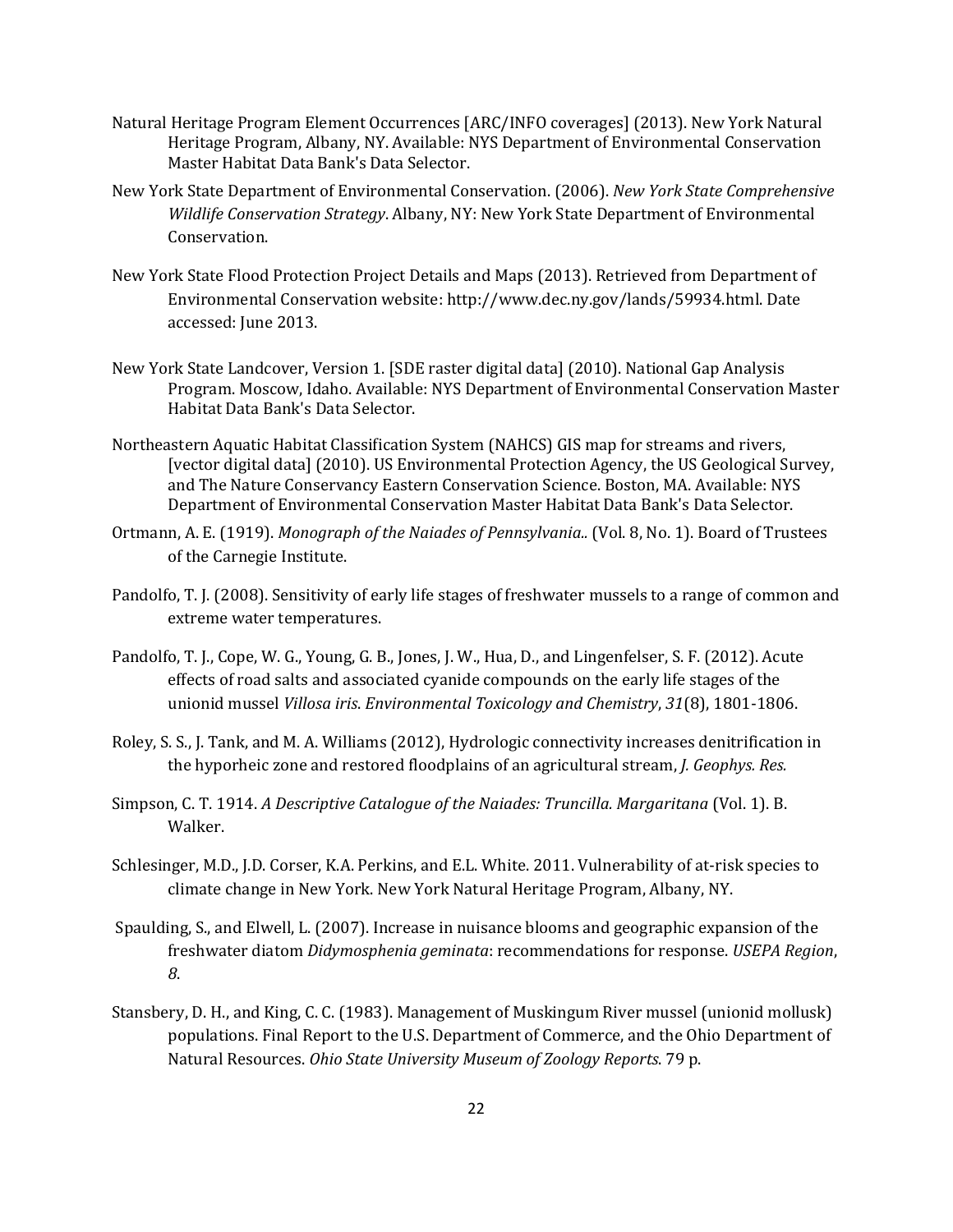Natural Heritage Program Element Occurrences [ARC/INFO coverages] (2013). New York Natural Heritage Program, Albany, NY. Available: NYS Department of Environmental Conservation Master Habitat Data Bank's Data Selector.

New York State Department of Environmental Conservation. (2006). *New York State Comprehensive Wildlife Conservation Strategy*. Albany, NY: New York State Department of Environmental Conservation.

New York State Flood Protection Project Details and Maps (2013). Retrieved from Department of Environmental Conservation website: http://www.dec.ny.gov/lands/59934.html. Date accessed: June 2013.

New York State Landcover, Version 1. [SDE raster digital data] (2010). National Gap Analysis Program. Moscow, Idaho. Available: NYS Department of Environmental Conservation Master Habitat Data Bank's Data Selector.

Northeastern Aquatic Habitat Classification System (NAHCS) GIS map for streams and rivers, [vector digital data] (2010). US Environmental Protection Agency, the US Geological Survey, and The Nature Conservancy Eastern Conservation Science. Boston, MA. Available: NYS Department of Environmental Conservation Master Habitat Data Bank's Data Selector.

Ortmann, A. E. (1919). *Monograph of the Naiades of Pennsylvania..* (Vol. 8, No. 1). Board of Trustees of the Carnegie Institute.

Pandolfo, T. J. (2008). Sensitivity of early life stages of freshwater mussels to a range of common and extreme water temperatures.

Pandolfo, T. J., Cope, W. G., Young, G. B., Jones, J. W., Hua, D., and Lingenfelser, S. F. (2012). Acute effects of road salts and associated cyanide compounds on the early life stages of the unionid mussel *Villosa iris*. *Environmental Toxicology and Chemistry*, *31*(8), 1801-1806.

Roley, S. S., J. Tank, and M. A. Williams (2012), Hydrologic connectivity increases denitrification in the hyporheic zone and restored floodplains of an agricultural stream, *J. Geophys. Res.*

Simpson, C. T. 1914. *A Descriptive Catalogue of the Naiades: Truncilla. Margaritana* (Vol. 1). B. Walker.

Schlesinger, M.D., J.D. Corser, K.A. Perkins, and E.L. White. 2011. Vulnerability of at-risk species to climate change in New York. New York Natural Heritage Program, Albany, NY.

Spaulding, S., and Elwell, L. (2007). Increase in nuisance blooms and geographic expansion of the freshwater diatom *Didymosphenia geminata*: recommendations for response. *USEPA Region*, *8*.

Stansbery, D. H., and King, C. C. (1983). Management of Muskingum River mussel (unionid mollusk) populations. Final Report to the U.S. Department of Commerce, and the Ohio Department of Natural Resources. *Ohio State University Museum of Zoology Reports*. 79 p.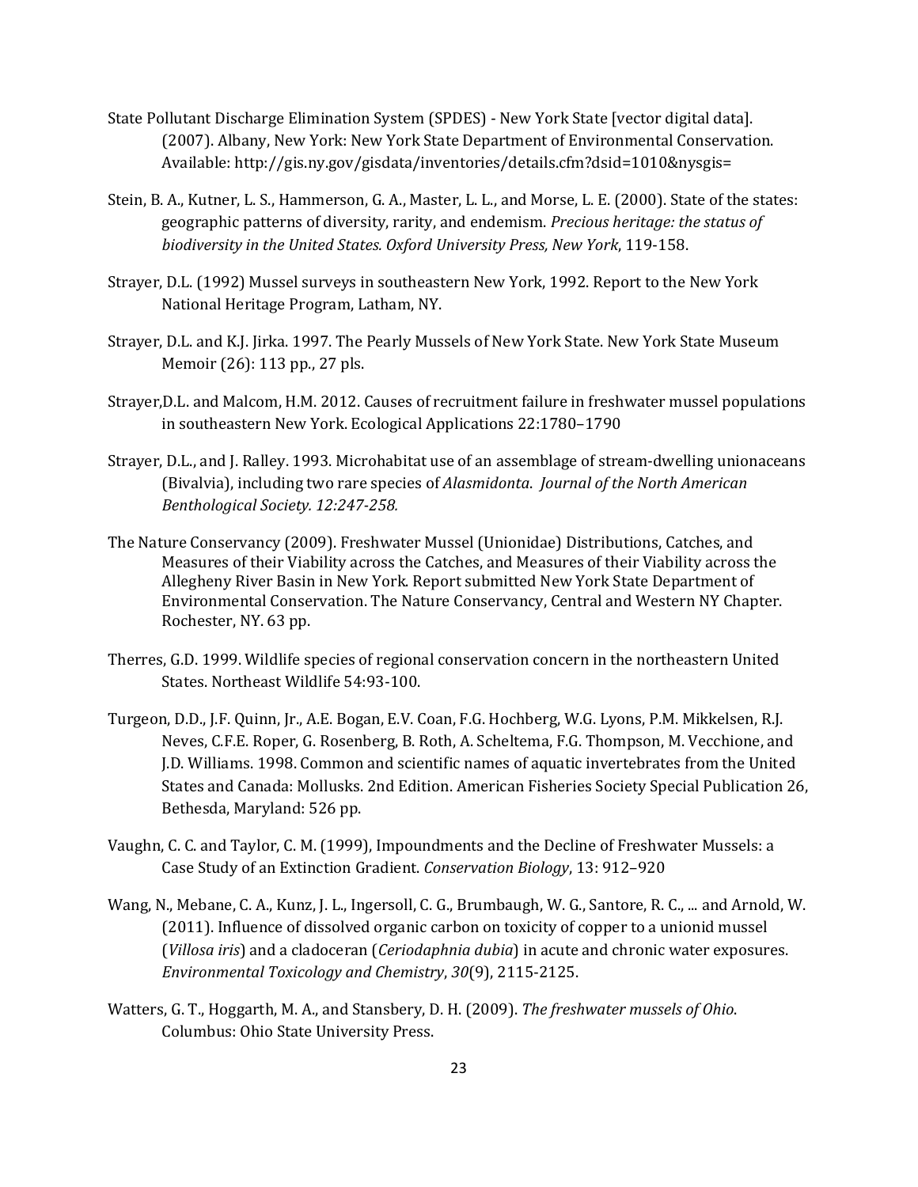State Pollutant Discharge Elimination System (SPDES) - New York State [vector digital data]. (2007). Albany, New York: New York State Department of Environmental Conservation. Available: http://gis.ny.gov/gisdata/inventories/details.cfm?dsid=1010&nysgis=

Stein, B. A., Kutner, L. S., Hammerson, G. A., Master, L. L., and Morse, L. E. (2000). State of the states: geographic patterns of diversity, rarity, and endemism. *Precious heritage: the status of biodiversity in the United States. Oxford University Press, New York*, 119-158.

Strayer, D.L. (1992) Mussel surveys in southeastern New York, 1992. Report to the New York National Heritage Program, Latham, NY.

Strayer, D.L. and K.J. Jirka. 1997. The Pearly Mussels of New York State. New York State Museum Memoir (26): 113 pp., 27 pls.

Strayer,D.L. and Malcom, H.M. 2012. Causes of recruitment failure in freshwater mussel populations in southeastern New York. Ecological Applications 22:1780–1790

Strayer, D.L., and J. Ralley. 1993. Microhabitat use of an assemblage of stream-dwelling unionaceans (Bivalvia), including two rare species of *Alasmidonta*. *Journal of the North American Benthological Society. 12:247-258.*

The Nature Conservancy (2009). Freshwater Mussel (Unionidae) Distributions, Catches, and Measures of their Viability across the Catches, and Measures of their Viability across the Allegheny River Basin in New York. Report submitted New York State Department of Environmental Conservation. The Nature Conservancy, Central and Western NY Chapter. Rochester, NY. 63 pp.

Therres, G.D. 1999. Wildlife species of regional conservation concern in the northeastern United States. Northeast Wildlife 54:93-100.

Turgeon, D.D., J.F. Quinn, Jr., A.E. Bogan, E.V. Coan, F.G. Hochberg, W.G. Lyons, P.M. Mikkelsen, R.J. Neves, C.F.E. Roper, G. Rosenberg, B. Roth, A. Scheltema, F.G. Thompson, M. Vecchione, and J.D. Williams. 1998. Common and scientific names of aquatic invertebrates from the United States and Canada: Mollusks. 2nd Edition. American Fisheries Society Special Publication 26, Bethesda, Maryland: 526 pp.

Vaughn, C. C. and Taylor, C. M. (1999), Impoundments and the Decline of Freshwater Mussels: a Case Study of an Extinction Gradient. *Conservation Biology*, 13: 912–920

Wang, N., Mebane, C. A., Kunz, J. L., Ingersoll, C. G., Brumbaugh, W. G., Santore, R. C., ... and Arnold, W. (2011). Influence of dissolved organic carbon on toxicity of copper to a unionid mussel (*Villosa iris*) and a cladoceran (*Ceriodaphnia dubia*) in acute and chronic water exposures. *Environmental Toxicology and Chemistry*, *30*(9), 2115-2125.

Watters, G. T., Hoggarth, M. A., and Stansbery, D. H. (2009). *The freshwater mussels of Ohio*. Columbus: Ohio State University Press.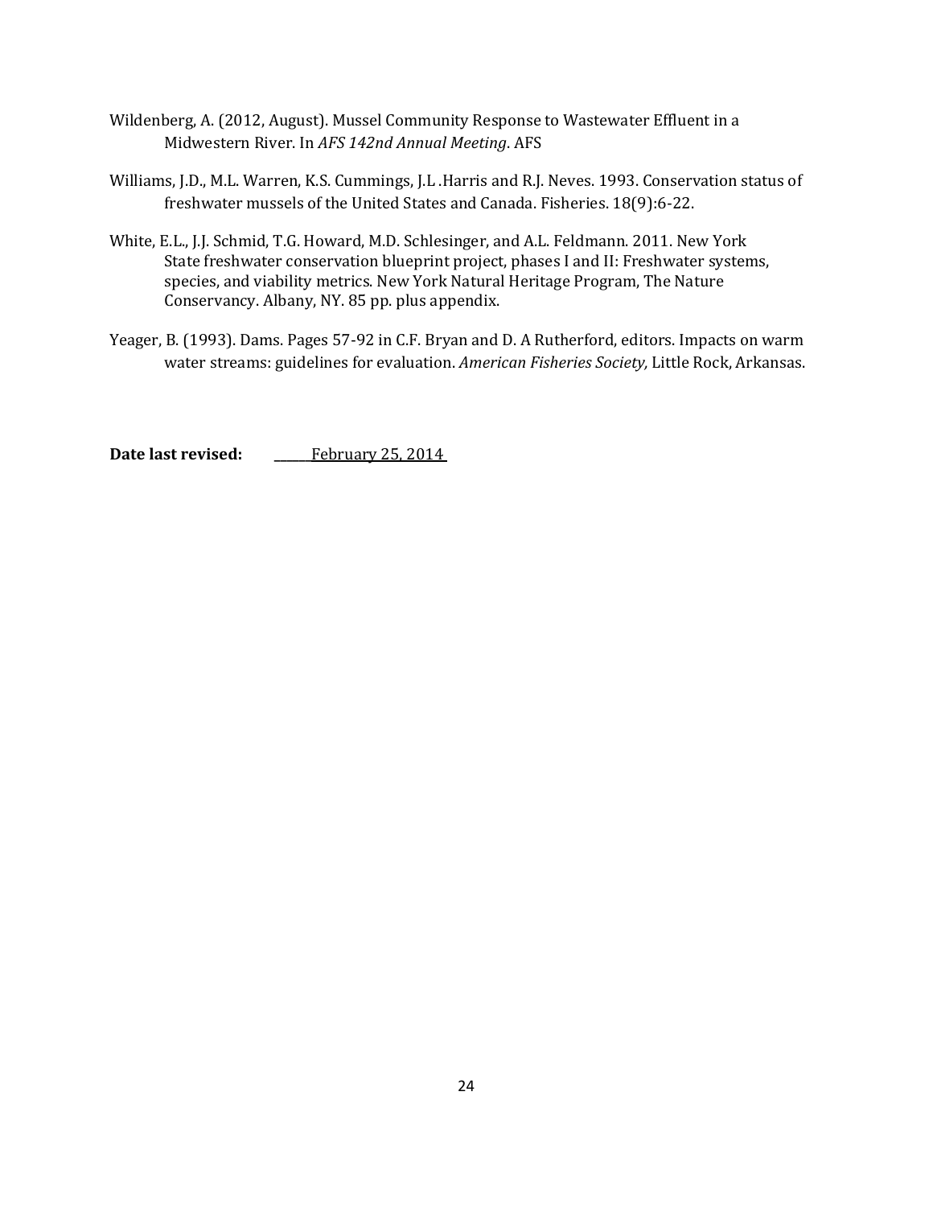Wildenberg, A. (2012, August). Mussel Community Response to Wastewater Effluent in a Midwestern River. In *AFS 142nd Annual Meeting*. AFS

Williams, J.D., M.L. Warren, K.S. Cummings, J.L .Harris and R.J. Neves. 1993. Conservation status of freshwater mussels of the United States and Canada. Fisheries. 18(9):6-22.

White, E.L., J.J. Schmid, T.G. Howard, M.D. Schlesinger, and A.L. Feldmann. 2011. New York State freshwater conservation blueprint project, phases I and II: Freshwater systems, species, and viability metrics. New York Natural Heritage Program, The Nature Conservancy. Albany, NY. 85 pp. plus appendix.

Yeager, B. (1993). Dams. Pages 57-92 in C.F. Bryan and D. A Rutherford, editors. Impacts on warm water streams: guidelines for evaluation. *American Fisheries Society,* Little Rock, Arkansas.

**Date last revised:** ______February 25, 2014